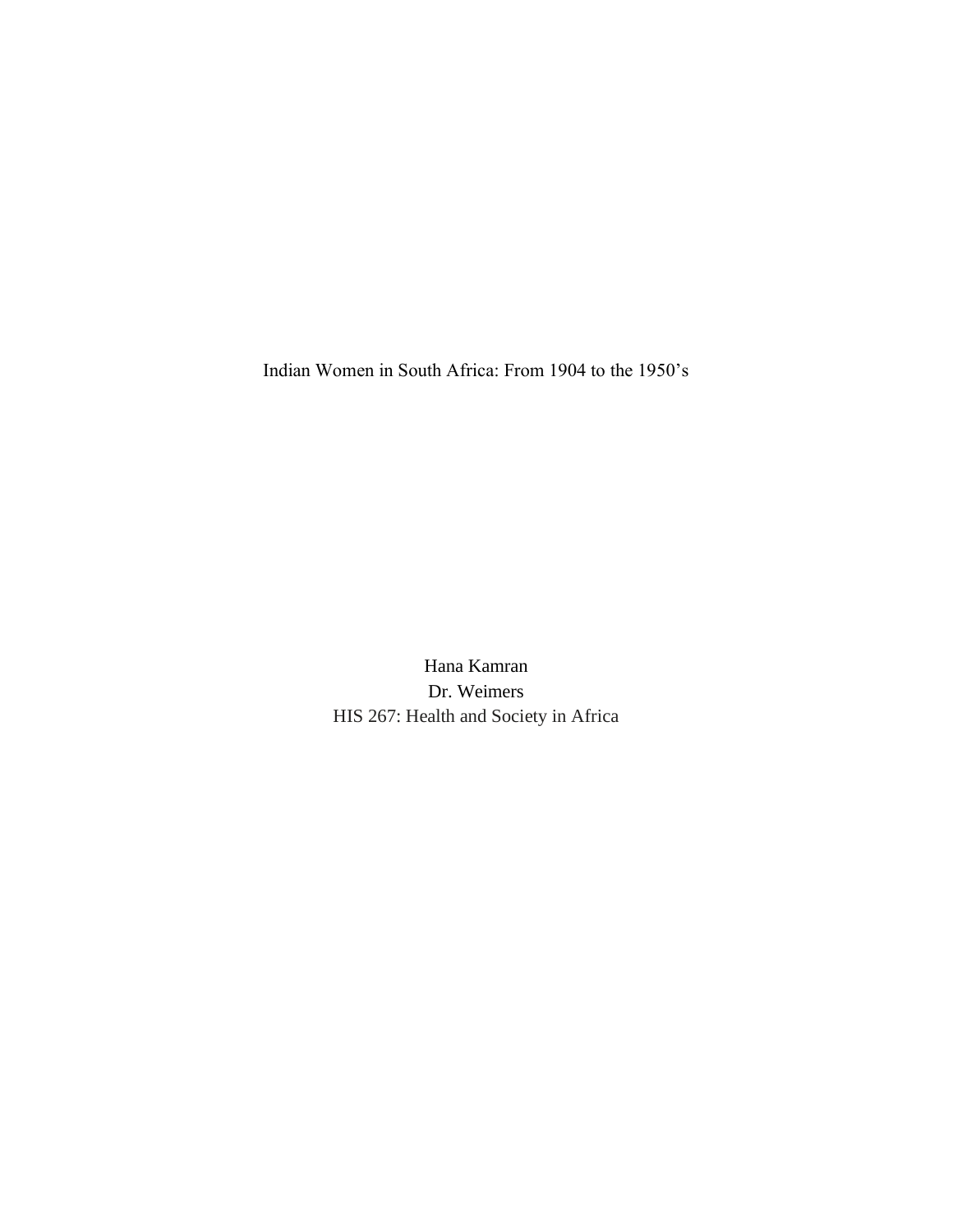# Indian Women in South Africa: From 1904 to the 1950's

Hana Kamran
Dr. Weimers
HIS 267: Health and Society in Africa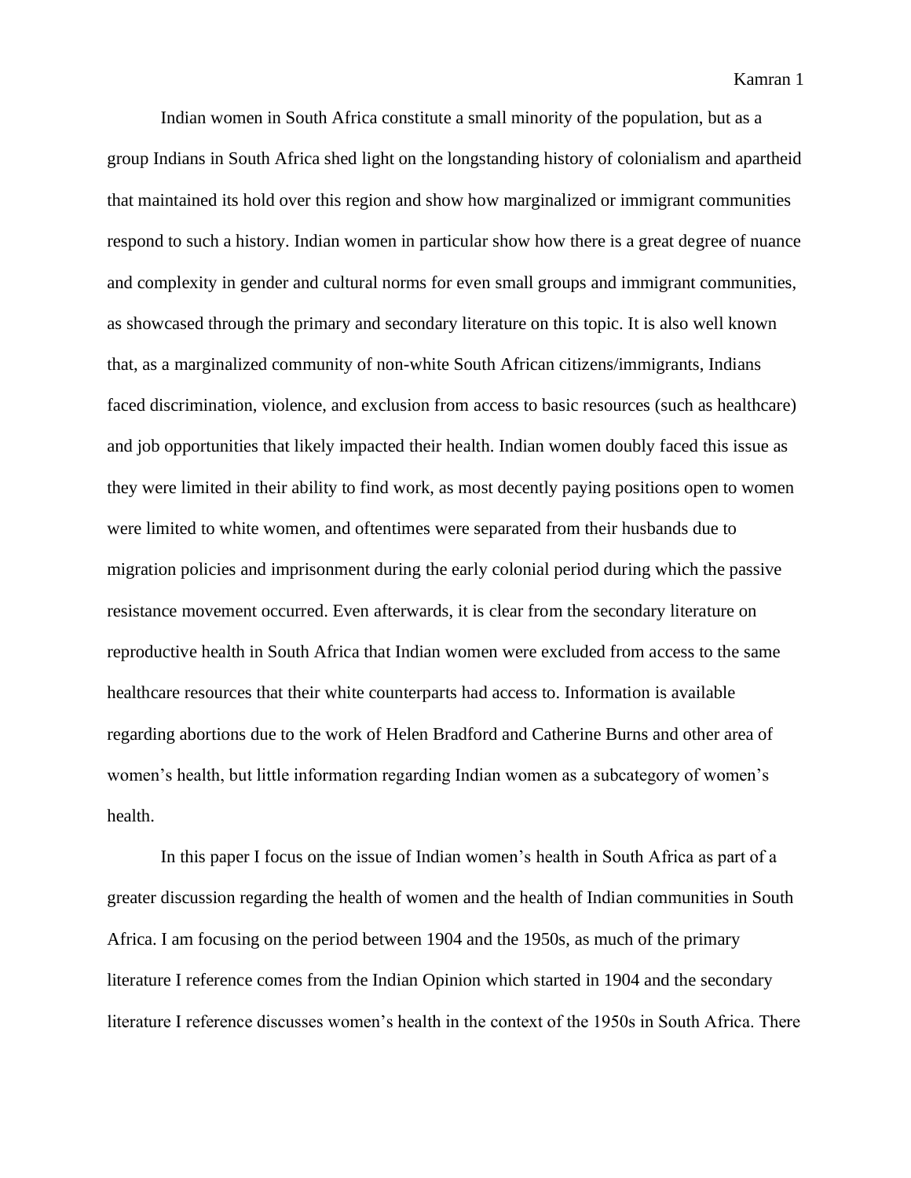Indian women in South Africa constitute a small minority of the population, but as a group Indians in South Africa shed light on the longstanding history of colonialism and apartheid that maintained its hold over this region and show how marginalized or immigrant communities respond to such a history. Indian women in particular show how there is a great degree of nuance and complexity in gender and cultural norms for even small groups and immigrant communities, as showcased through the primary and secondary literature on this topic. It is also well known that, as a marginalized community of non-white South African citizens/immigrants, Indians faced discrimination, violence, and exclusion from access to basic resources (such as healthcare) and job opportunities that likely impacted their health. Indian women doubly faced this issue as they were limited in their ability to find work, as most decently paying positions open to women were limited to white women, and oftentimes were separated from their husbands due to migration policies and imprisonment during the early colonial period during which the passive resistance movement occurred. Even afterwards, it is clear from the secondary literature on reproductive health in South Africa that Indian women were excluded from access to the same healthcare resources that their white counterparts had access to. Information is available regarding abortions due to the work of Helen Bradford and Catherine Burns and other area of women's health, but little information regarding Indian women as a subcategory of women's health.

In this paper I focus on the issue of Indian women's health in South Africa as part of a greater discussion regarding the health of women and the health of Indian communities in South Africa. I am focusing on the period between 1904 and the 1950s, as much of the primary literature I reference comes from the Indian Opinion which started in 1904 and the secondary literature I reference discusses women's health in the context of the 1950s in South Africa. There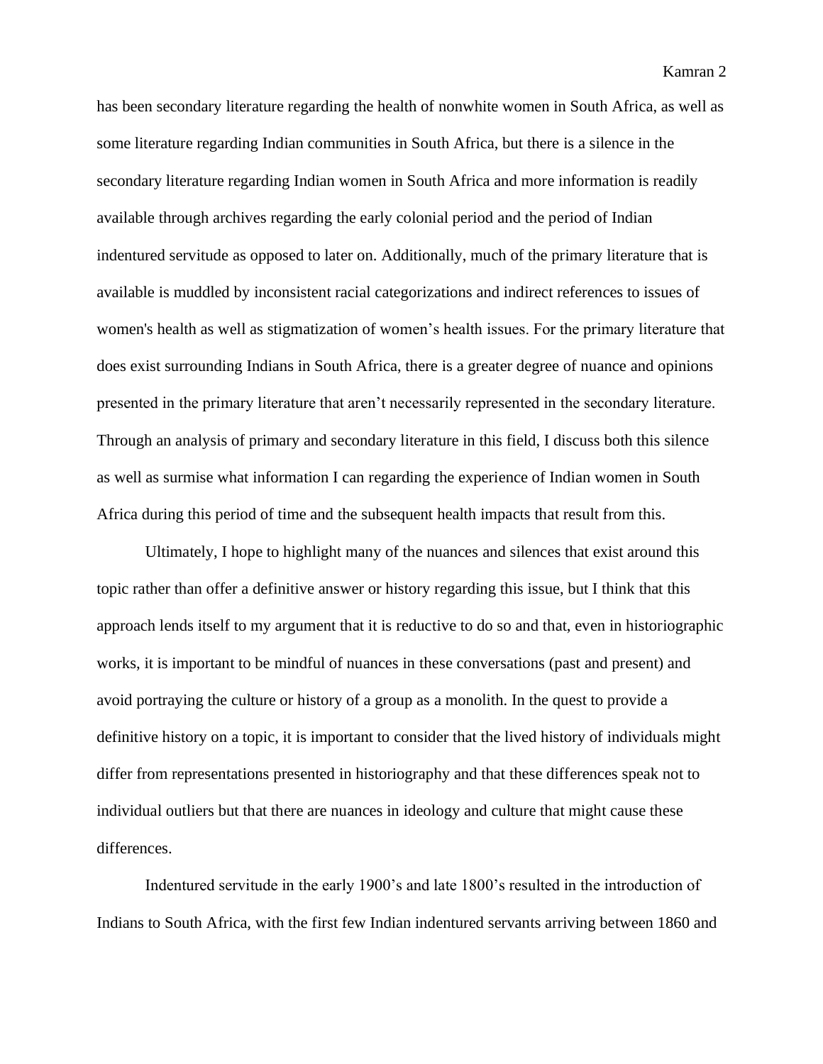has been secondary literature regarding the health of nonwhite women in South Africa, as well as some literature regarding Indian communities in South Africa, but there is a silence in the secondary literature regarding Indian women in South Africa and more information is readily available through archives regarding the early colonial period and the period of Indian indentured servitude as opposed to later on. Additionally, much of the primary literature that is available is muddled by inconsistent racial categorizations and indirect references to issues of women's health as well as stigmatization of women's health issues. For the primary literature that does exist surrounding Indians in South Africa, there is a greater degree of nuance and opinions presented in the primary literature that aren't necessarily represented in the secondary literature. Through an analysis of primary and secondary literature in this field, I discuss both this silence as well as surmise what information I can regarding the experience of Indian women in South Africa during this period of time and the subsequent health impacts that result from this.

Ultimately, I hope to highlight many of the nuances and silences that exist around this topic rather than offer a definitive answer or history regarding this issue, but I think that this approach lends itself to my argument that it is reductive to do so and that, even in historiographic works, it is important to be mindful of nuances in these conversations (past and present) and avoid portraying the culture or history of a group as a monolith. In the quest to provide a definitive history on a topic, it is important to consider that the lived history of individuals might differ from representations presented in historiography and that these differences speak not to individual outliers but that there are nuances in ideology and culture that might cause these differences.

Indentured servitude in the early 1900's and late 1800's resulted in the introduction of Indians to South Africa, with the first few Indian indentured servants arriving between 1860 and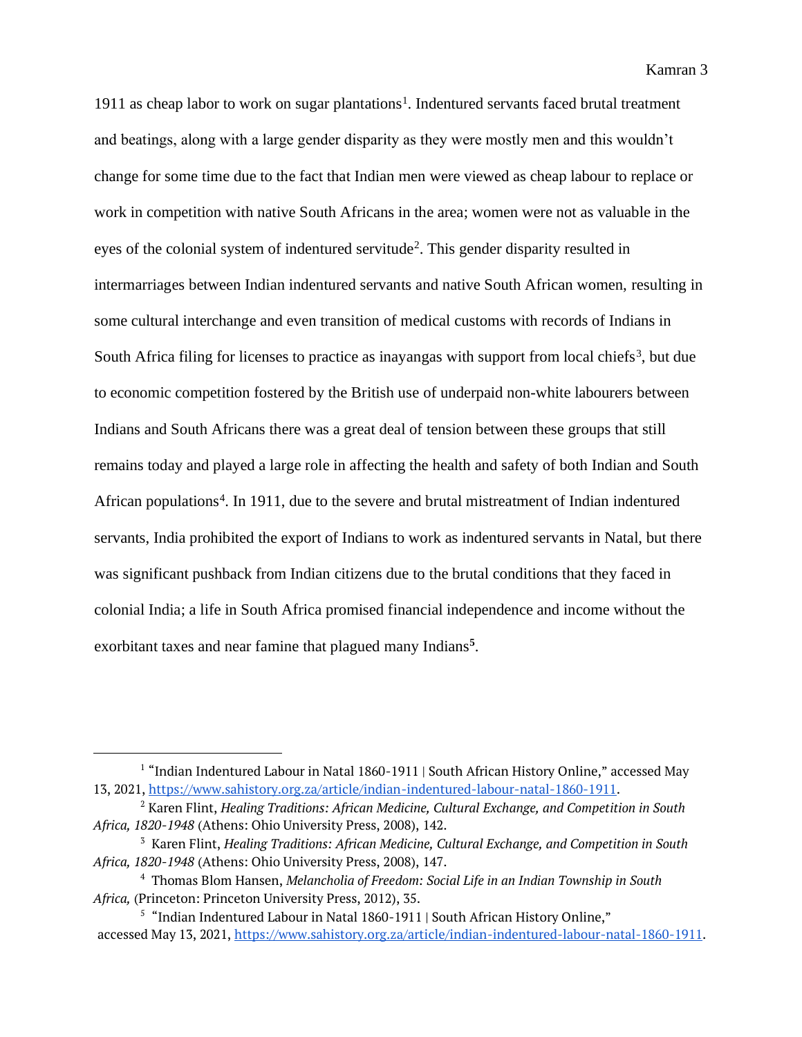1911 as cheap labor to work on sugar plantations[1]. Indentured servants faced brutal treatment and beatings, along with a large gender disparity as they were mostly men and this wouldn't change for some time due to the fact that Indian men were viewed as cheap labour to replace or work in competition with native South Africans in the area; women were not as valuable in the eyes of the colonial system of indentured servitude[2]. This gender disparity resulted in intermarriages between Indian indentured servants and native South African women, resulting in some cultural interchange and even transition of medical customs with records of Indians in South Africa filing for licenses to practice as inayangas with support from local chiefs[3], but due to economic competition fostered by the British use of underpaid non-white labourers between Indians and South Africans there was a great deal of tension between these groups that still remains today and played a large role in affecting the health and safety of both Indian and South African populations[4]. In 1911, due to the severe and brutal mistreatment of Indian indentured servants, India prohibited the export of Indians to work as indentured servants in Natal, but there was significant pushback from Indian citizens due to the brutal conditions that they faced in colonial India; a life in South Africa promised financial independence and income without the exorbitant taxes and near famine that plagued many Indians[5].

---

[1] "Indian Indentured Labour in Natal 1860-1911 | South African History Online," accessed May 13, 2021, https://www.sahistory.org.za/article/indian-indentured-labour-natal-1860-1911.

[2] Karen Flint, *Healing Traditions: African Medicine, Cultural Exchange, and Competition in South Africa, 1820-1948* (Athens: Ohio University Press, 2008), 142.

[3] Karen Flint, *Healing Traditions: African Medicine, Cultural Exchange, and Competition in South Africa, 1820-1948* (Athens: Ohio University Press, 2008), 147.

[4] Thomas Blom Hansen, *Melancholia of Freedom: Social Life in an Indian Township in South Africa,* (Princeton: Princeton University Press, 2012), 35.

[5] "Indian Indentured Labour in Natal 1860-1911 | South African History Online," accessed May 13, 2021, https://www.sahistory.org.za/article/indian-indentured-labour-natal-1860-1911.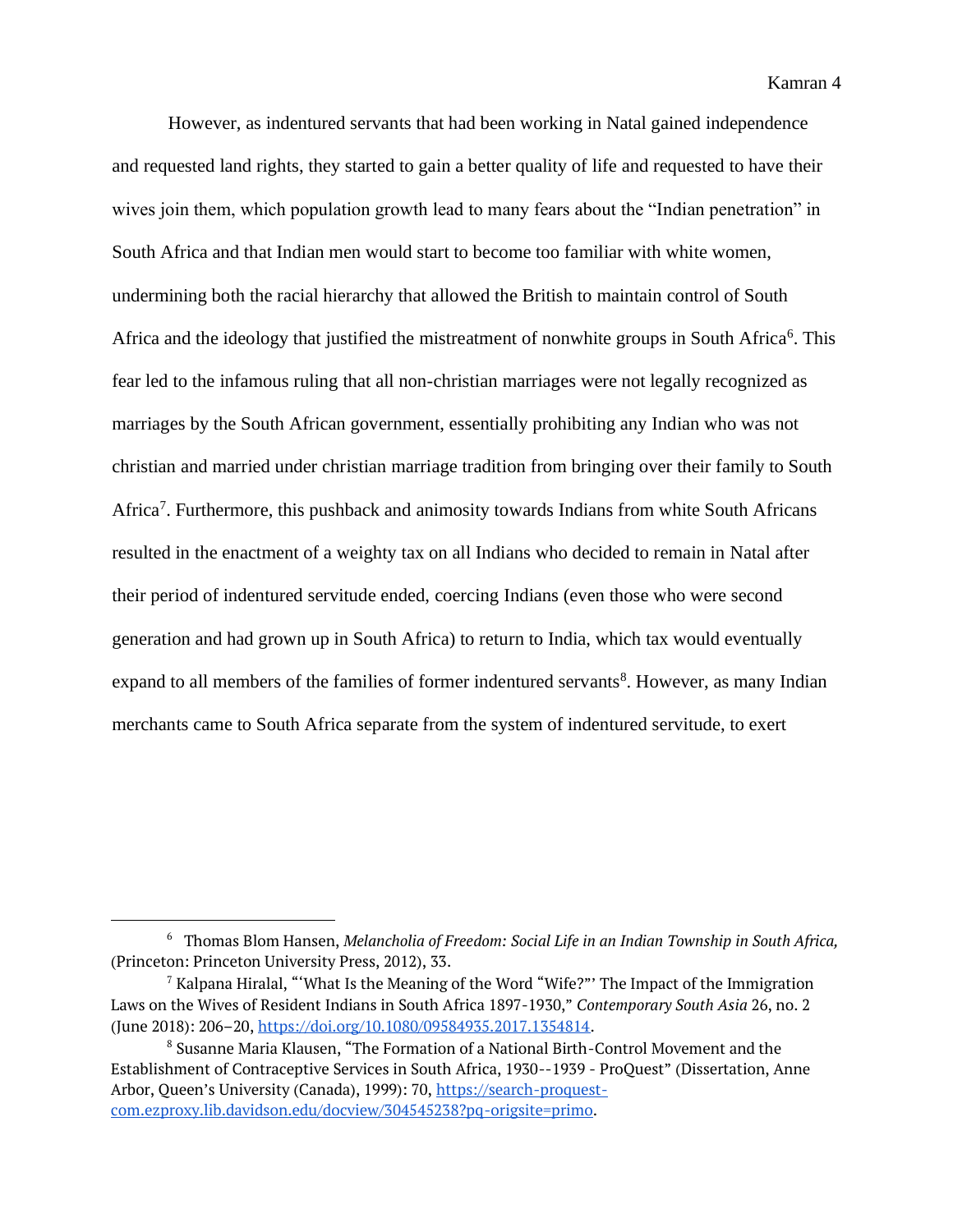However, as indentured servants that had been working in Natal gained independence and requested land rights, they started to gain a better quality of life and requested to have their wives join them, which population growth lead to many fears about the "Indian penetration" in South Africa and that Indian men would start to become too familiar with white women, undermining both the racial hierarchy that allowed the British to maintain control of South Africa and the ideology that justified the mistreatment of nonwhite groups in South Africa[6]. This fear led to the infamous ruling that all non-christian marriages were not legally recognized as marriages by the South African government, essentially prohibiting any Indian who was not christian and married under christian marriage tradition from bringing over their family to South Africa[7]. Furthermore, this pushback and animosity towards Indians from white South Africans resulted in the enactment of a weighty tax on all Indians who decided to remain in Natal after their period of indentured servitude ended, coercing Indians (even those who were second generation and had grown up in South Africa) to return to India, which tax would eventually expand to all members of the families of former indentured servants[8]. However, as many Indian merchants came to South Africa separate from the system of indentured servitude, to exert

---

[6] Thomas Blom Hansen, *Melancholia of Freedom: Social Life in an Indian Township in South Africa,* (Princeton: Princeton University Press, 2012), 33.

[7] Kalpana Hiralal, "'What Is the Meaning of the Word "Wife?"' The Impact of the Immigration Laws on the Wives of Resident Indians in South Africa 1897-1930," *Contemporary South Asia* 26, no. 2 (June 2018): 206–20, https://doi.org/10.1080/09584935.2017.1354814.

[8] Susanne Maria Klausen, "The Formation of a National Birth-Control Movement and the Establishment of Contraceptive Services in South Africa, 1930--1939 - ProQuest" (Dissertation, Anne Arbor, Queen's University (Canada), 1999): 70, https://search-proquest-com.ezproxy.lib.davidson.edu/docview/304545238?pq-origsite=primo.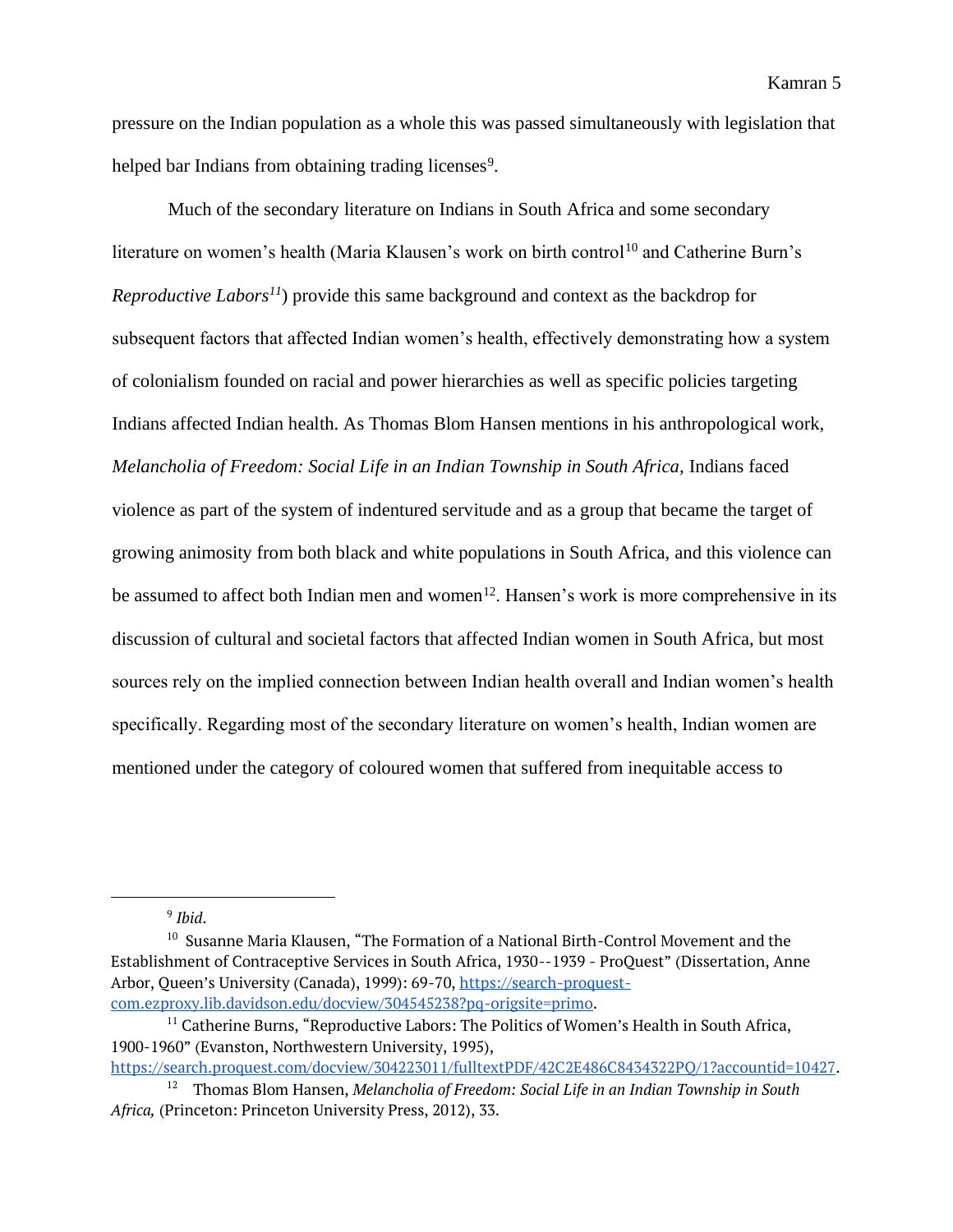pressure on the Indian population as a whole this was passed simultaneously with legislation that helped bar Indians from obtaining trading licenses[9].

Much of the secondary literature on Indians in South Africa and some secondary literature on women's health (Maria Klausen's work on birth control[10] and Catherine Burn's *Reproductive Labors*[11]) provide this same background and context as the backdrop for subsequent factors that affected Indian women's health, effectively demonstrating how a system of colonialism founded on racial and power hierarchies as well as specific policies targeting Indians affected Indian health. As Thomas Blom Hansen mentions in his anthropological work, *Melancholia of Freedom: Social Life in an Indian Township in South Africa,* Indians faced violence as part of the system of indentured servitude and as a group that became the target of growing animosity from both black and white populations in South Africa, and this violence can be assumed to affect both Indian men and women[12]. Hansen's work is more comprehensive in its discussion of cultural and societal factors that affected Indian women in South Africa, but most sources rely on the implied connection between Indian health overall and Indian women's health specifically. Regarding most of the secondary literature on women's health, Indian women are mentioned under the category of coloured women that suffered from inequitable access to

---

[9] *Ibid*.

[10] Susanne Maria Klausen, "The Formation of a National Birth-Control Movement and the Establishment of Contraceptive Services in South Africa, 1930--1939 - ProQuest" (Dissertation, Anne Arbor, Queen's University (Canada), 1999): 69-70, https://search-proquest-com.ezproxy.lib.davidson.edu/docview/304545238?pq-origsite=primo.

[11] Catherine Burns, "Reproductive Labors: The Politics of Women's Health in South Africa, 1900-1960" (Evanston, Northwestern University, 1995), https://search.proquest.com/docview/304223011/fulltextPDF/42C2E486C8434322PQ/1?accountid=10427.

[12] Thomas Blom Hansen, *Melancholia of Freedom: Social Life in an Indian Township in South Africa,* (Princeton: Princeton University Press, 2012), 33.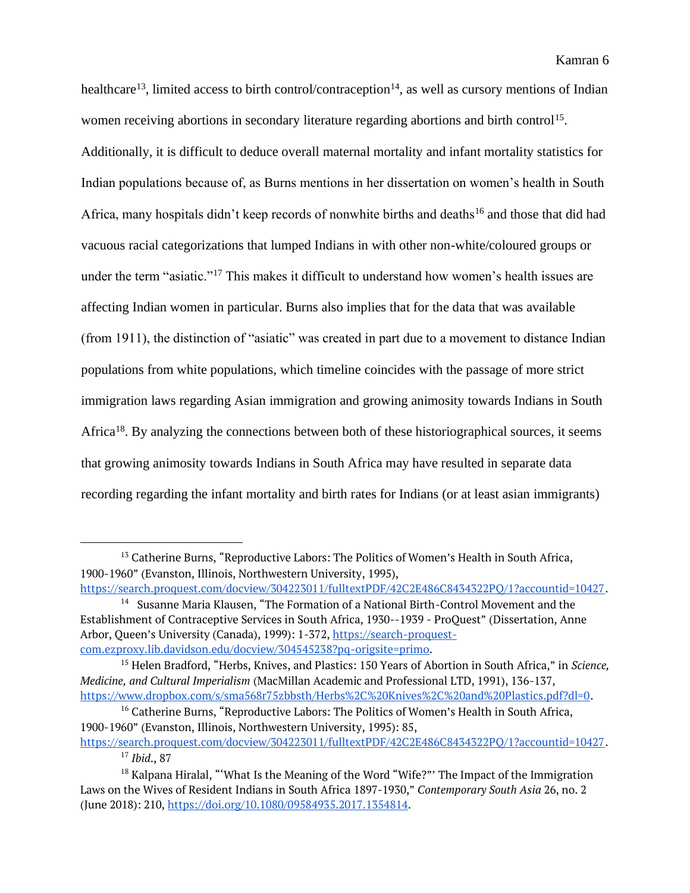healthcare[13], limited access to birth control/contraception[14], as well as cursory mentions of Indian women receiving abortions in secondary literature regarding abortions and birth control[15]. Additionally, it is difficult to deduce overall maternal mortality and infant mortality statistics for Indian populations because of, as Burns mentions in her dissertation on women's health in South Africa, many hospitals didn't keep records of nonwhite births and deaths[16] and those that did had vacuous racial categorizations that lumped Indians in with other non-white/coloured groups or under the term "asiatic."[17] This makes it difficult to understand how women's health issues are affecting Indian women in particular. Burns also implies that for the data that was available (from 1911), the distinction of "asiatic" was created in part due to a movement to distance Indian populations from white populations, which timeline coincides with the passage of more strict immigration laws regarding Asian immigration and growing animosity towards Indians in South Africa[18]. By analyzing the connections between both of these historiographical sources, it seems that growing animosity towards Indians in South Africa may have resulted in separate data recording regarding the infant mortality and birth rates for Indians (or at least asian immigrants)

---

[13] Catherine Burns, "Reproductive Labors: The Politics of Women's Health in South Africa, 1900-1960" (Evanston, Illinois, Northwestern University, 1995), https://search.proquest.com/docview/304223011/fulltextPDF/42C2E486C8434322PQ/1?accountid=10427.

[14] Susanne Maria Klausen, "The Formation of a National Birth-Control Movement and the Establishment of Contraceptive Services in South Africa, 1930--1939 - ProQuest" (Dissertation, Anne Arbor, Queen's University (Canada), 1999): 1-372, https://search-proquest-com.ezproxy.lib.davidson.edu/docview/304545238?pq-origsite=primo.

[15] Helen Bradford, "Herbs, Knives, and Plastics: 150 Years of Abortion in South Africa," in *Science, Medicine, and Cultural Imperialism* (MacMillan Academic and Professional LTD, 1991), 136-137, https://www.dropbox.com/s/sma568r75zbbsth/Herbs%2C%20Knives%2C%20and%20Plastics.pdf?dl=0.

[16] Catherine Burns, "Reproductive Labors: The Politics of Women's Health in South Africa, 1900-1960" (Evanston, Illinois, Northwestern University, 1995): 85, https://search.proquest.com/docview/304223011/fulltextPDF/42C2E486C8434322PQ/1?accountid=10427.

[17] *Ibid*., 87

[18] Kalpana Hiralal, "'What Is the Meaning of the Word "Wife?"' The Impact of the Immigration Laws on the Wives of Resident Indians in South Africa 1897-1930," *Contemporary South Asia* 26, no. 2 (June 2018): 210, https://doi.org/10.1080/09584935.2017.1354814.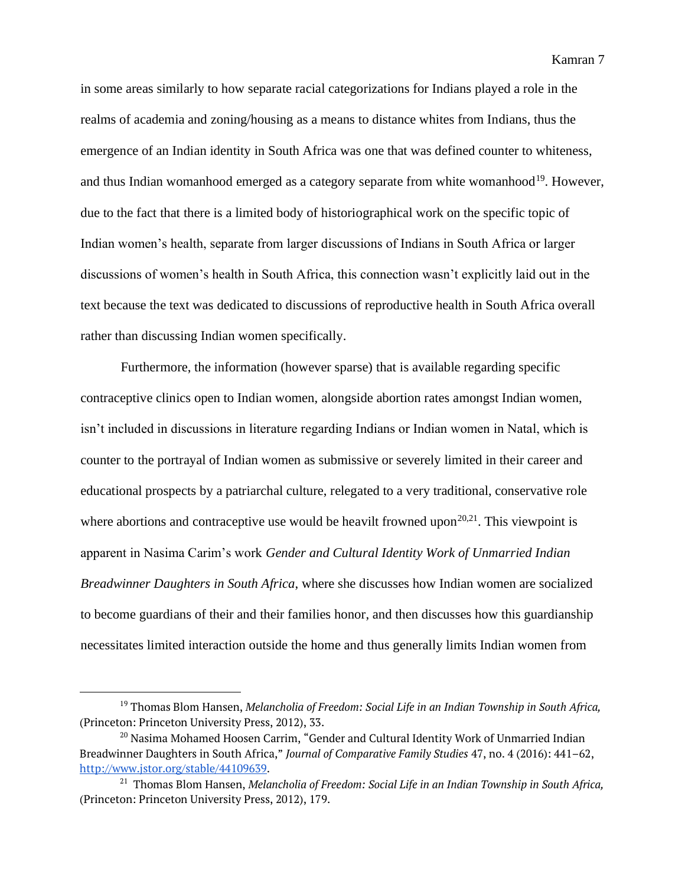in some areas similarly to how separate racial categorizations for Indians played a role in the realms of academia and zoning/housing as a means to distance whites from Indians, thus the emergence of an Indian identity in South Africa was one that was defined counter to whiteness, and thus Indian womanhood emerged as a category separate from white womanhood[19]. However, due to the fact that there is a limited body of historiographical work on the specific topic of Indian women's health, separate from larger discussions of Indians in South Africa or larger discussions of women's health in South Africa, this connection wasn't explicitly laid out in the text because the text was dedicated to discussions of reproductive health in South Africa overall rather than discussing Indian women specifically.

Furthermore, the information (however sparse) that is available regarding specific contraceptive clinics open to Indian women, alongside abortion rates amongst Indian women, isn't included in discussions in literature regarding Indians or Indian women in Natal, which is counter to the portrayal of Indian women as submissive or severely limited in their career and educational prospects by a patriarchal culture, relegated to a very traditional, conservative role where abortions and contraceptive use would be heavilt frowned upon[20,21]. This viewpoint is apparent in Nasima Carim's work *Gender and Cultural Identity Work of Unmarried Indian Breadwinner Daughters in South Africa*, where she discusses how Indian women are socialized to become guardians of their and their families honor, and then discusses how this guardianship necessitates limited interaction outside the home and thus generally limits Indian women from

---

[19] Thomas Blom Hansen, *Melancholia of Freedom: Social Life in an Indian Township in South Africa,* (Princeton: Princeton University Press, 2012), 33.

[20] Nasima Mohamed Hoosen Carrim, "Gender and Cultural Identity Work of Unmarried Indian Breadwinner Daughters in South Africa," *Journal of Comparative Family Studies* 47, no. 4 (2016): 441–62, http://www.jstor.org/stable/44109639.

[21] Thomas Blom Hansen, *Melancholia of Freedom: Social Life in an Indian Township in South Africa,* (Princeton: Princeton University Press, 2012), 179.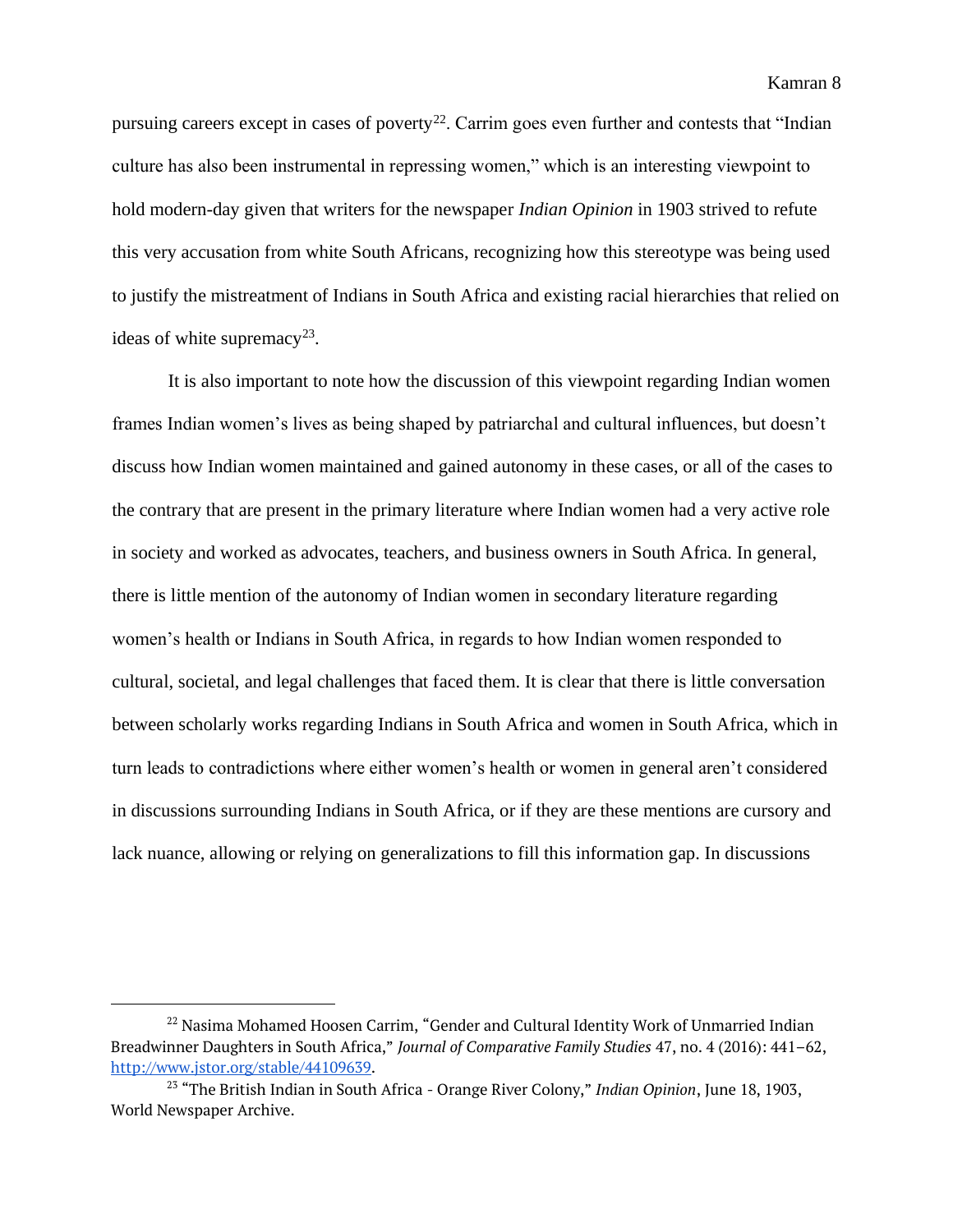pursuing careers except in cases of poverty[22]. Carrim goes even further and contests that "Indian culture has also been instrumental in repressing women," which is an interesting viewpoint to hold modern-day given that writers for the newspaper *Indian Opinion* in 1903 strived to refute this very accusation from white South Africans, recognizing how this stereotype was being used to justify the mistreatment of Indians in South Africa and existing racial hierarchies that relied on ideas of white supremacy[23].

It is also important to note how the discussion of this viewpoint regarding Indian women frames Indian women's lives as being shaped by patriarchal and cultural influences, but doesn't discuss how Indian women maintained and gained autonomy in these cases, or all of the cases to the contrary that are present in the primary literature where Indian women had a very active role in society and worked as advocates, teachers, and business owners in South Africa. In general, there is little mention of the autonomy of Indian women in secondary literature regarding women's health or Indians in South Africa, in regards to how Indian women responded to cultural, societal, and legal challenges that faced them. It is clear that there is little conversation between scholarly works regarding Indians in South Africa and women in South Africa, which in turn leads to contradictions where either women's health or women in general aren't considered in discussions surrounding Indians in South Africa, or if they are these mentions are cursory and lack nuance, allowing or relying on generalizations to fill this information gap. In discussions

---

[22] Nasima Mohamed Hoosen Carrim, "Gender and Cultural Identity Work of Unmarried Indian Breadwinner Daughters in South Africa," *Journal of Comparative Family Studies* 47, no. 4 (2016): 441–62, http://www.jstor.org/stable/44109639.

[23] "The British Indian in South Africa - Orange River Colony," *Indian Opinion*, June 18, 1903, World Newspaper Archive.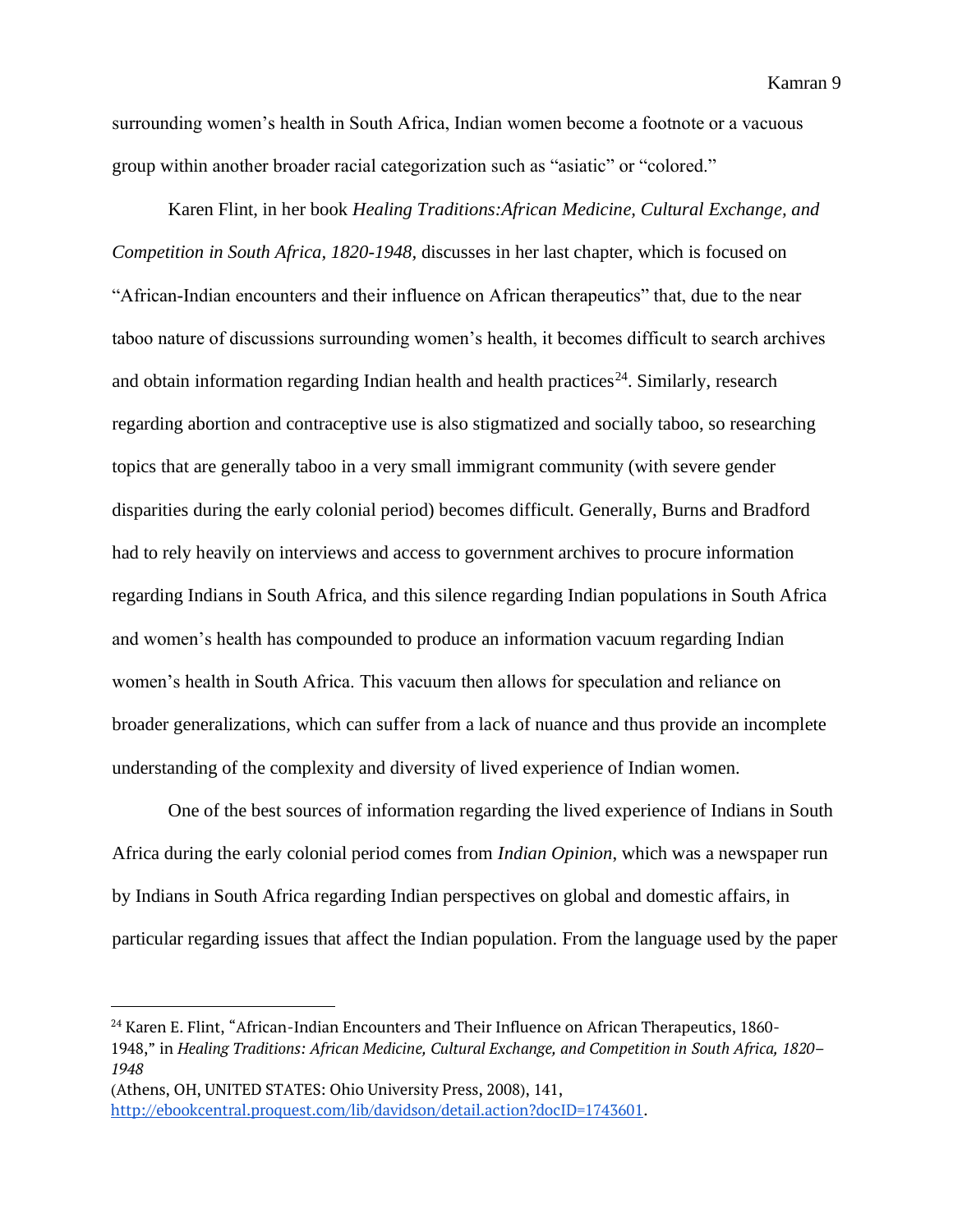surrounding women's health in South Africa, Indian women become a footnote or a vacuous group within another broader racial categorization such as "asiatic" or "colored."

Karen Flint, in her book *Healing Traditions:African Medicine, Cultural Exchange, and Competition in South Africa, 1820-1948,* discusses in her last chapter, which is focused on "African-Indian encounters and their influence on African therapeutics" that, due to the near taboo nature of discussions surrounding women's health, it becomes difficult to search archives and obtain information regarding Indian health and health practices[24]. Similarly, research regarding abortion and contraceptive use is also stigmatized and socially taboo, so researching topics that are generally taboo in a very small immigrant community (with severe gender disparities during the early colonial period) becomes difficult. Generally, Burns and Bradford had to rely heavily on interviews and access to government archives to procure information regarding Indians in South Africa, and this silence regarding Indian populations in South Africa and women's health has compounded to produce an information vacuum regarding Indian women's health in South Africa. This vacuum then allows for speculation and reliance on broader generalizations, which can suffer from a lack of nuance and thus provide an incomplete understanding of the complexity and diversity of lived experience of Indian women.

One of the best sources of information regarding the lived experience of Indians in South Africa during the early colonial period comes from *Indian Opinion*, which was a newspaper run by Indians in South Africa regarding Indian perspectives on global and domestic affairs, in particular regarding issues that affect the Indian population. From the language used by the paper

---

[24] Karen E. Flint, "African-Indian Encounters and Their Influence on African Therapeutics, 1860-1948," in *Healing Traditions: African Medicine, Cultural Exchange, and Competition in South Africa, 1820–1948*
(Athens, OH, UNITED STATES: Ohio University Press, 2008), 141, http://ebookcentral.proquest.com/lib/davidson/detail.action?docID=1743601.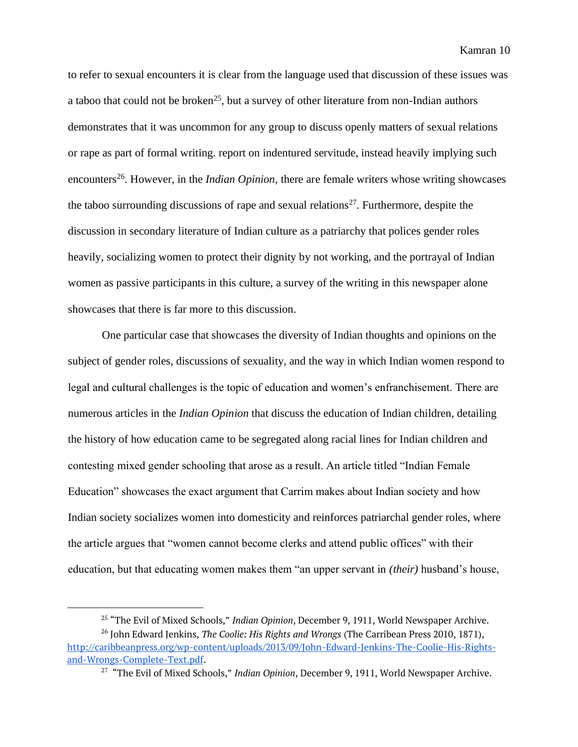to refer to sexual encounters it is clear from the language used that discussion of these issues was a taboo that could not be broken[25], but a survey of other literature from non-Indian authors demonstrates that it was uncommon for any group to discuss openly matters of sexual relations or rape as part of formal writing. report on indentured servitude, instead heavily implying such encounters[26]. However, in the *Indian Opinion,* there are female writers whose writing showcases the taboo surrounding discussions of rape and sexual relations[27]. Furthermore, despite the discussion in secondary literature of Indian culture as a patriarchy that polices gender roles heavily, socializing women to protect their dignity by not working, and the portrayal of Indian women as passive participants in this culture, a survey of the writing in this newspaper alone showcases that there is far more to this discussion.

One particular case that showcases the diversity of Indian thoughts and opinions on the subject of gender roles, discussions of sexuality, and the way in which Indian women respond to legal and cultural challenges is the topic of education and women's enfranchisement. There are numerous articles in the *Indian Opinion* that discuss the education of Indian children, detailing the history of how education came to be segregated along racial lines for Indian children and contesting mixed gender schooling that arose as a result. An article titled "Indian Female Education" showcases the exact argument that Carrim makes about Indian society and how Indian society socializes women into domesticity and reinforces patriarchal gender roles, where the article argues that "women cannot become clerks and attend public offices" with their education, but that educating women makes them "an upper servant in *(their)* husband's house,

---

[25] "The Evil of Mixed Schools," *Indian Opinion*, December 9, 1911, World Newspaper Archive.

[26] John Edward Jenkins, *The Coolie: His Rights and Wrongs* (The Carribean Press 2010, 1871), http://caribbeanpress.org/wp-content/uploads/2013/09/John-Edward-Jenkins-The-Coolie-His-Rights-and-Wrongs-Complete-Text.pdf.

[27] "The Evil of Mixed Schools," *Indian Opinion*, December 9, 1911, World Newspaper Archive.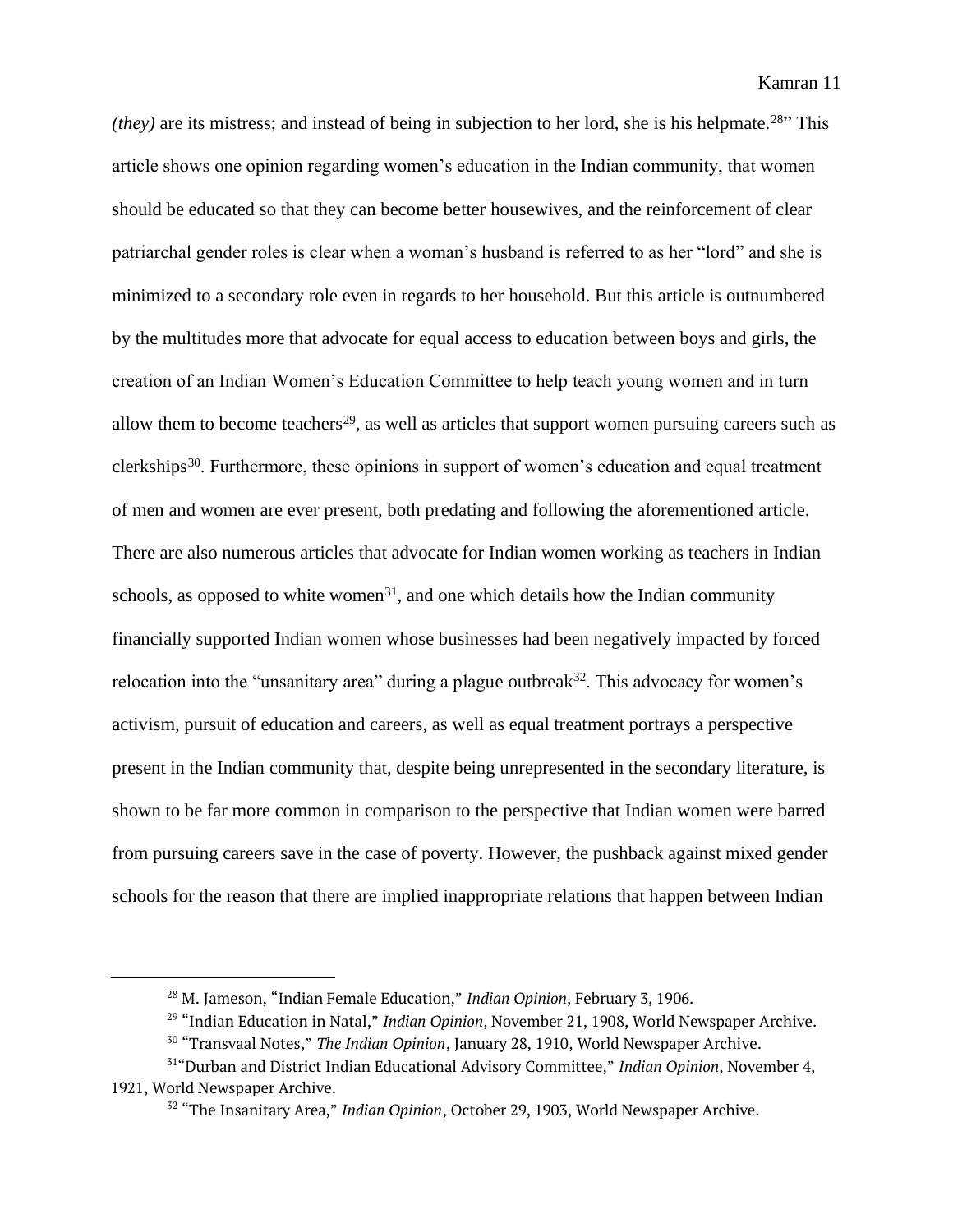*(they)* are its mistress; and instead of being in subjection to her lord, she is his helpmate.[28]" This article shows one opinion regarding women's education in the Indian community, that women should be educated so that they can become better housewives, and the reinforcement of clear patriarchal gender roles is clear when a woman's husband is referred to as her "lord" and she is minimized to a secondary role even in regards to her household. But this article is outnumbered by the multitudes more that advocate for equal access to education between boys and girls, the creation of an Indian Women's Education Committee to help teach young women and in turn allow them to become teachers[29], as well as articles that support women pursuing careers such as clerkships[30]. Furthermore, these opinions in support of women's education and equal treatment of men and women are ever present, both predating and following the aforementioned article. There are also numerous articles that advocate for Indian women working as teachers in Indian schools, as opposed to white women[31], and one which details how the Indian community financially supported Indian women whose businesses had been negatively impacted by forced relocation into the "unsanitary area" during a plague outbreak[32]. This advocacy for women's activism, pursuit of education and careers, as well as equal treatment portrays a perspective present in the Indian community that, despite being unrepresented in the secondary literature, is shown to be far more common in comparison to the perspective that Indian women were barred from pursuing careers save in the case of poverty. However, the pushback against mixed gender schools for the reason that there are implied inappropriate relations that happen between Indian

[28] M. Jameson, "Indian Female Education," *Indian Opinion*, February 3, 1906.

[29] "Indian Education in Natal," *Indian Opinion*, November 21, 1908, World Newspaper Archive.

[30] "Transvaal Notes," *The Indian Opinion*, January 28, 1910, World Newspaper Archive.

[31] "Durban and District Indian Educational Advisory Committee," *Indian Opinion*, November 4, 1921, World Newspaper Archive.

[32] "The Insanitary Area," *Indian Opinion*, October 29, 1903, World Newspaper Archive.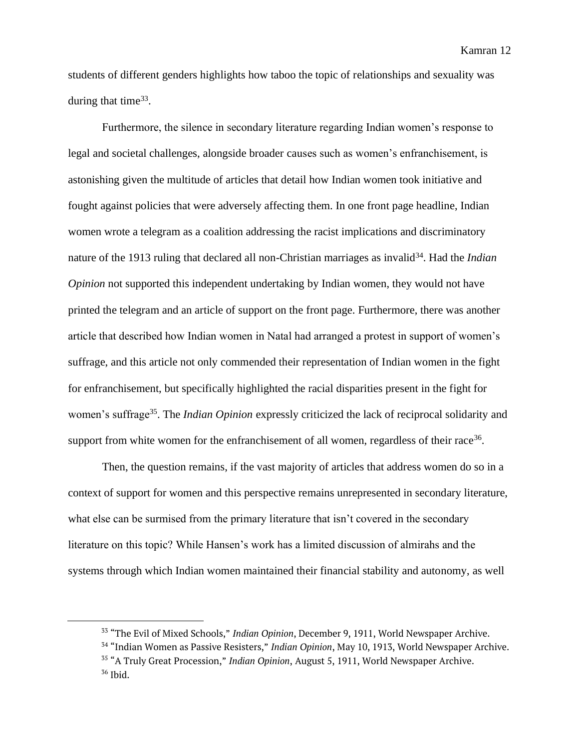students of different genders highlights how taboo the topic of relationships and sexuality was during that time[33].

Furthermore, the silence in secondary literature regarding Indian women's response to legal and societal challenges, alongside broader causes such as women's enfranchisement, is astonishing given the multitude of articles that detail how Indian women took initiative and fought against policies that were adversely affecting them. In one front page headline, Indian women wrote a telegram as a coalition addressing the racist implications and discriminatory nature of the 1913 ruling that declared all non-Christian marriages as invalid[34]. Had the *Indian Opinion* not supported this independent undertaking by Indian women, they would not have printed the telegram and an article of support on the front page. Furthermore, there was another article that described how Indian women in Natal had arranged a protest in support of women's suffrage, and this article not only commended their representation of Indian women in the fight for enfranchisement, but specifically highlighted the racial disparities present in the fight for women's suffrage[35]. The *Indian Opinion* expressly criticized the lack of reciprocal solidarity and support from white women for the enfranchisement of all women, regardless of their race[36].

Then, the question remains, if the vast majority of articles that address women do so in a context of support for women and this perspective remains unrepresented in secondary literature, what else can be surmised from the primary literature that isn't covered in the secondary literature on this topic? While Hansen's work has a limited discussion of almirahs and the systems through which Indian women maintained their financial stability and autonomy, as well

---

[33] "The Evil of Mixed Schools," *Indian Opinion*, December 9, 1911, World Newspaper Archive.

[34] "Indian Women as Passive Resisters," *Indian Opinion*, May 10, 1913, World Newspaper Archive.

[35] "A Truly Great Procession," *Indian Opinion*, August 5, 1911, World Newspaper Archive.

[36] Ibid.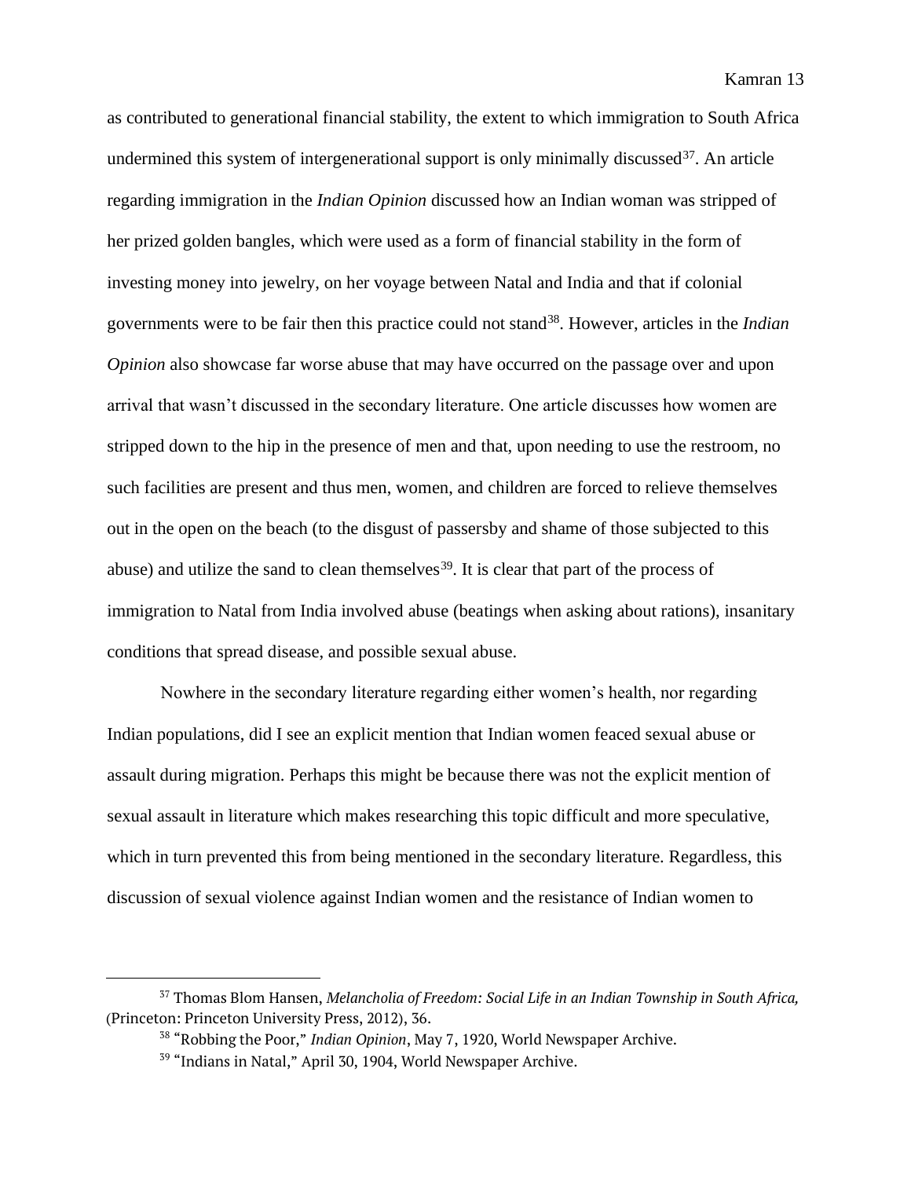as contributed to generational financial stability, the extent to which immigration to South Africa undermined this system of intergenerational support is only minimally discussed[37]. An article regarding immigration in the *Indian Opinion* discussed how an Indian woman was stripped of her prized golden bangles, which were used as a form of financial stability in the form of investing money into jewelry, on her voyage between Natal and India and that if colonial governments were to be fair then this practice could not stand[38]. However, articles in the *Indian Opinion* also showcase far worse abuse that may have occurred on the passage over and upon arrival that wasn't discussed in the secondary literature. One article discusses how women are stripped down to the hip in the presence of men and that, upon needing to use the restroom, no such facilities are present and thus men, women, and children are forced to relieve themselves out in the open on the beach (to the disgust of passersby and shame of those subjected to this abuse) and utilize the sand to clean themselves[39]. It is clear that part of the process of immigration to Natal from India involved abuse (beatings when asking about rations), insanitary conditions that spread disease, and possible sexual abuse.

Nowhere in the secondary literature regarding either women's health, nor regarding Indian populations, did I see an explicit mention that Indian women feaced sexual abuse or assault during migration. Perhaps this might be because there was not the explicit mention of sexual assault in literature which makes researching this topic difficult and more speculative, which in turn prevented this from being mentioned in the secondary literature. Regardless, this discussion of sexual violence against Indian women and the resistance of Indian women to

---

[37] Thomas Blom Hansen, *Melancholia of Freedom: Social Life in an Indian Township in South Africa,* (Princeton: Princeton University Press, 2012), 36.

[38] "Robbing the Poor," *Indian Opinion*, May 7, 1920, World Newspaper Archive.

[39] "Indians in Natal," April 30, 1904, World Newspaper Archive.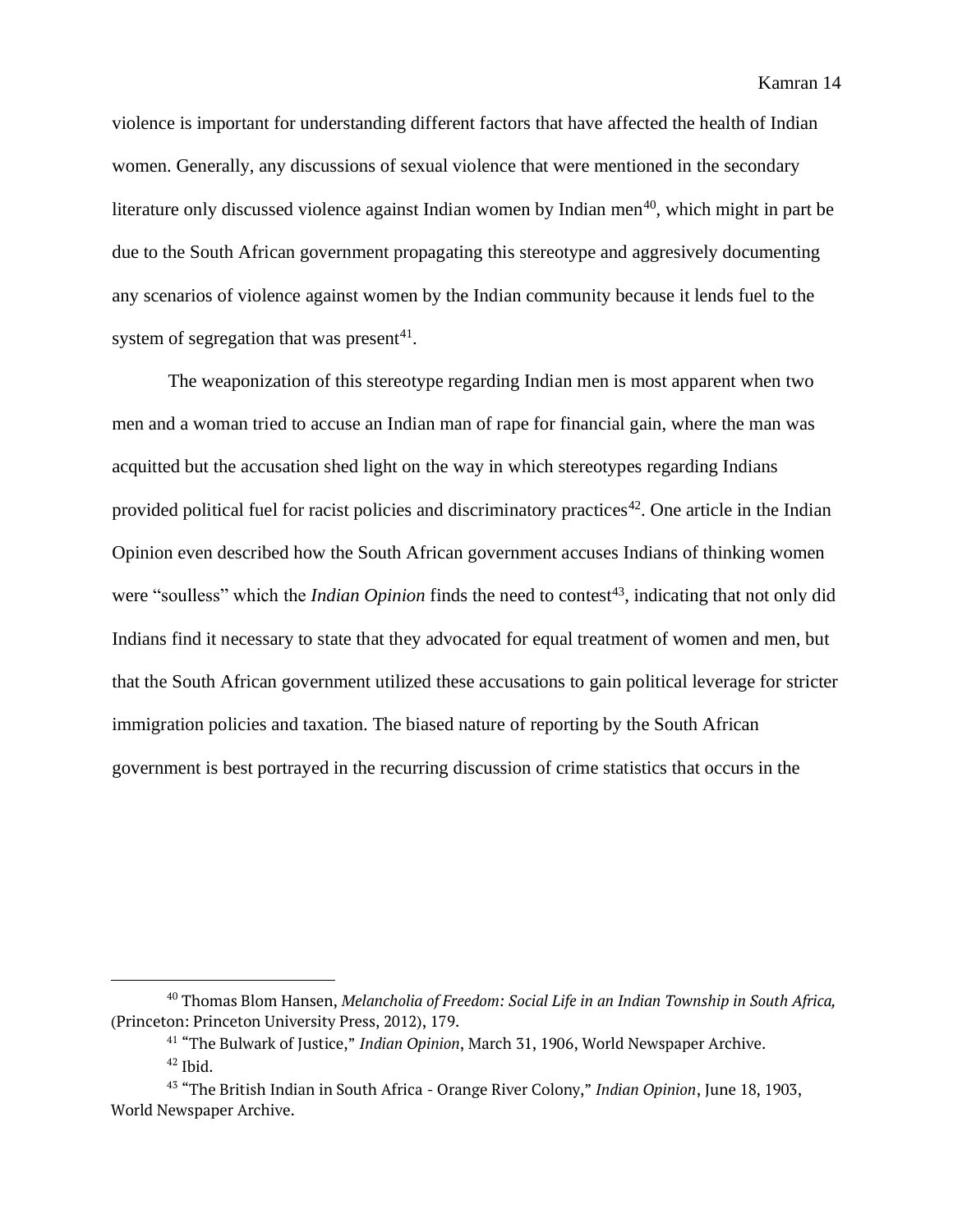violence is important for understanding different factors that have affected the health of Indian women. Generally, any discussions of sexual violence that were mentioned in the secondary literature only discussed violence against Indian women by Indian men[40], which might in part be due to the South African government propagating this stereotype and aggresively documenting any scenarios of violence against women by the Indian community because it lends fuel to the system of segregation that was present[41].

The weaponization of this stereotype regarding Indian men is most apparent when two men and a woman tried to accuse an Indian man of rape for financial gain, where the man was acquitted but the accusation shed light on the way in which stereotypes regarding Indians provided political fuel for racist policies and discriminatory practices[42]. One article in the Indian Opinion even described how the South African government accuses Indians of thinking women were "soulless" which the *Indian Opinion* finds the need to contest[43], indicating that not only did Indians find it necessary to state that they advocated for equal treatment of women and men, but that the South African government utilized these accusations to gain political leverage for stricter immigration policies and taxation. The biased nature of reporting by the South African government is best portrayed in the recurring discussion of crime statistics that occurs in the

---

[40] Thomas Blom Hansen, *Melancholia of Freedom: Social Life in an Indian Township in South Africa,* (Princeton: Princeton University Press, 2012), 179.

[41] "The Bulwark of Justice," *Indian Opinion*, March 31, 1906, World Newspaper Archive.

[42] Ibid.

[43] "The British Indian in South Africa - Orange River Colony," *Indian Opinion*, June 18, 1903, World Newspaper Archive.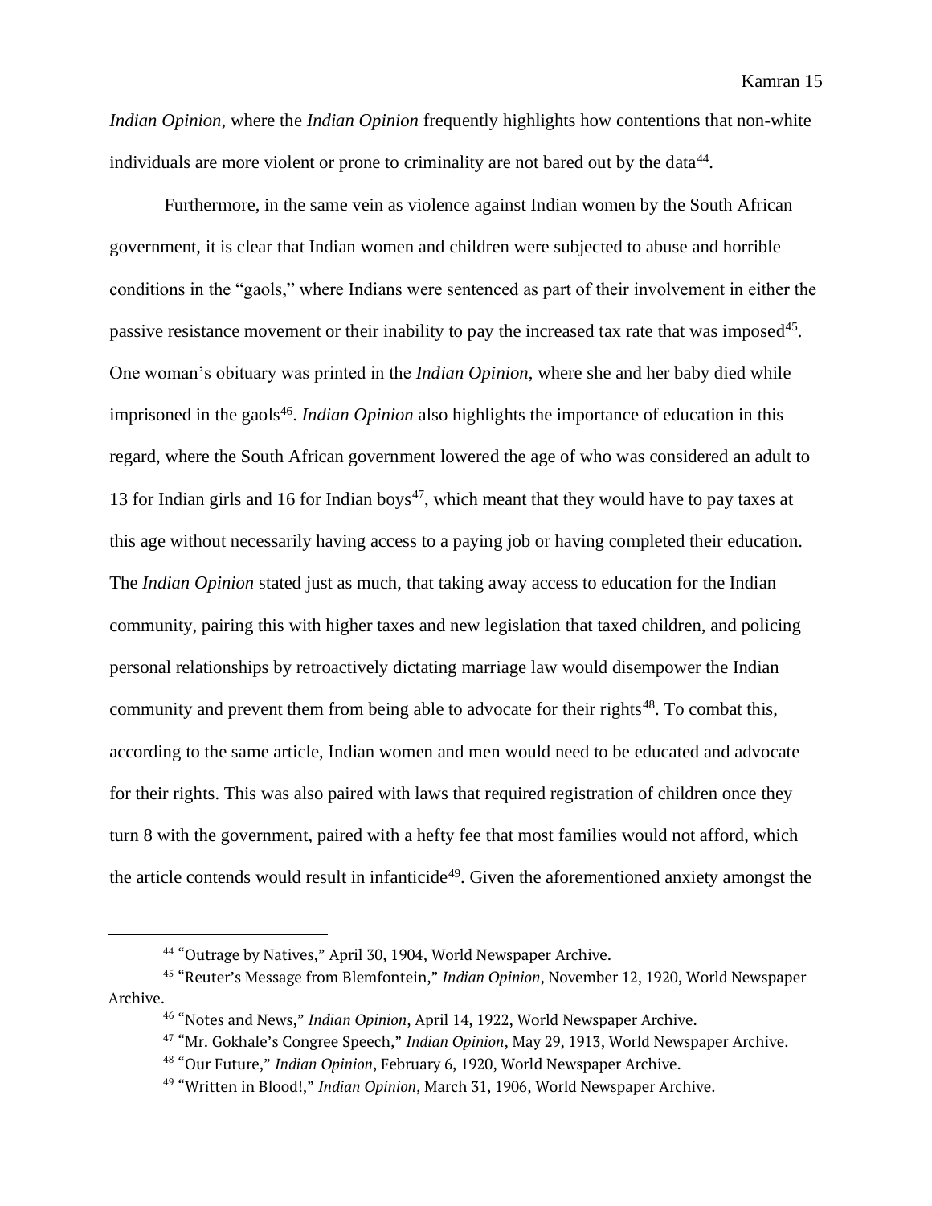*Indian Opinion*, where the *Indian Opinion* frequently highlights how contentions that non-white individuals are more violent or prone to criminality are not bared out by the data[44].

Furthermore, in the same vein as violence against Indian women by the South African government, it is clear that Indian women and children were subjected to abuse and horrible conditions in the "gaols," where Indians were sentenced as part of their involvement in either the passive resistance movement or their inability to pay the increased tax rate that was imposed[45]. One woman's obituary was printed in the *Indian Opinion*, where she and her baby died while imprisoned in the gaols[46]. *Indian Opinion* also highlights the importance of education in this regard, where the South African government lowered the age of who was considered an adult to 13 for Indian girls and 16 for Indian boys[47], which meant that they would have to pay taxes at this age without necessarily having access to a paying job or having completed their education. The *Indian Opinion* stated just as much, that taking away access to education for the Indian community, pairing this with higher taxes and new legislation that taxed children, and policing personal relationships by retroactively dictating marriage law would disempower the Indian community and prevent them from being able to advocate for their rights[48]. To combat this, according to the same article, Indian women and men would need to be educated and advocate for their rights. This was also paired with laws that required registration of children once they turn 8 with the government, paired with a hefty fee that most families would not afford, which the article contends would result in infanticide[49]. Given the aforementioned anxiety amongst the

---

[44] "Outrage by Natives," April 30, 1904, World Newspaper Archive.

[45] "Reuter's Message from Blemfontein," *Indian Opinion*, November 12, 1920, World Newspaper Archive.

[46] "Notes and News," *Indian Opinion*, April 14, 1922, World Newspaper Archive.

[47] "Mr. Gokhale's Congree Speech," *Indian Opinion*, May 29, 1913, World Newspaper Archive.

[48] "Our Future," *Indian Opinion*, February 6, 1920, World Newspaper Archive.

[49] "Written in Blood!," *Indian Opinion*, March 31, 1906, World Newspaper Archive.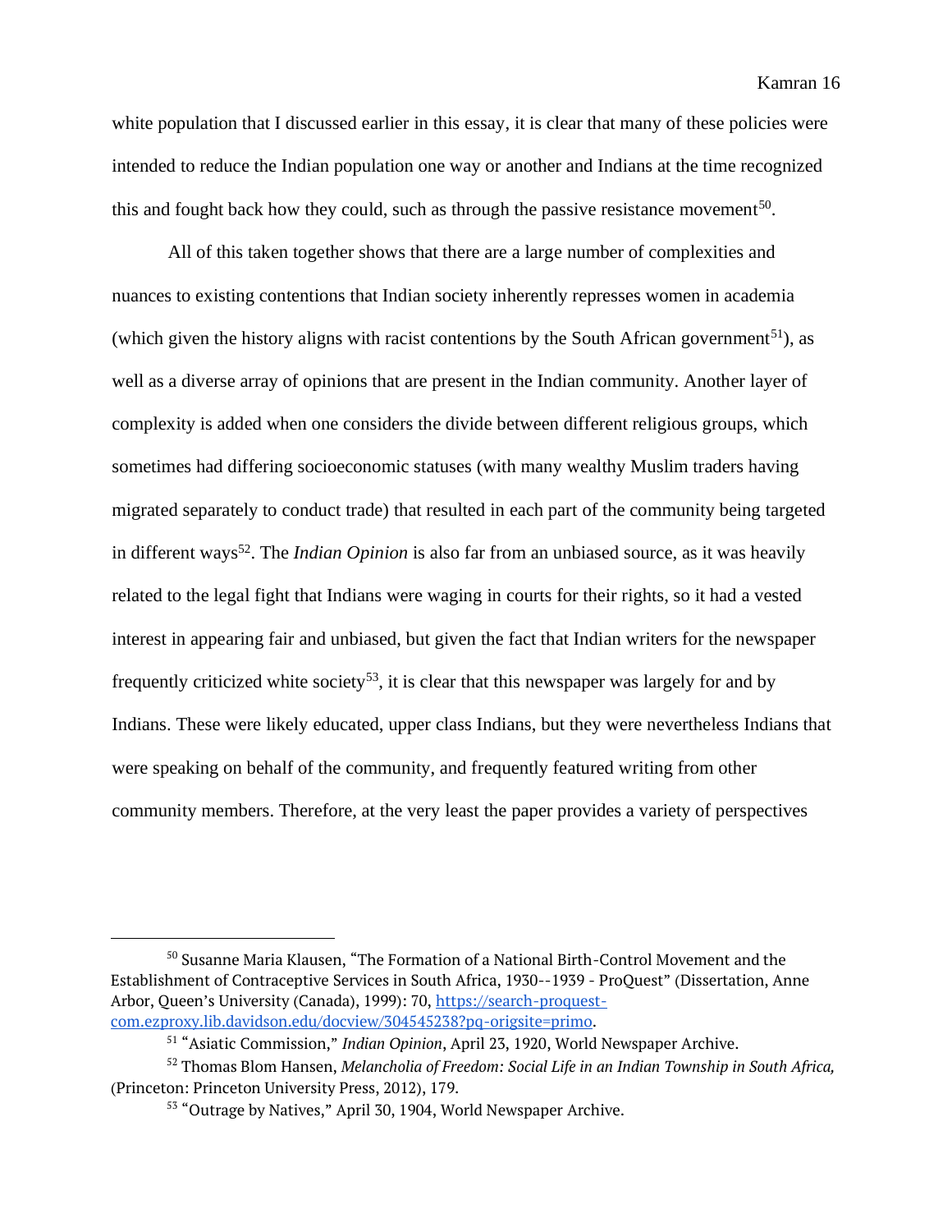white population that I discussed earlier in this essay, it is clear that many of these policies were intended to reduce the Indian population one way or another and Indians at the time recognized this and fought back how they could, such as through the passive resistance movement[50].

All of this taken together shows that there are a large number of complexities and nuances to existing contentions that Indian society inherently represses women in academia (which given the history aligns with racist contentions by the South African government[51]), as well as a diverse array of opinions that are present in the Indian community. Another layer of complexity is added when one considers the divide between different religious groups, which sometimes had differing socioeconomic statuses (with many wealthy Muslim traders having migrated separately to conduct trade) that resulted in each part of the community being targeted in different ways[52]. The *Indian Opinion* is also far from an unbiased source, as it was heavily related to the legal fight that Indians were waging in courts for their rights, so it had a vested interest in appearing fair and unbiased, but given the fact that Indian writers for the newspaper frequently criticized white society[53], it is clear that this newspaper was largely for and by Indians. These were likely educated, upper class Indians, but they were nevertheless Indians that were speaking on behalf of the community, and frequently featured writing from other community members. Therefore, at the very least the paper provides a variety of perspectives

---

[50] Susanne Maria Klausen, "The Formation of a National Birth-Control Movement and the Establishment of Contraceptive Services in South Africa, 1930--1939 - ProQuest" (Dissertation, Anne Arbor, Queen's University (Canada), 1999): 70, [https://search-proquest-com.ezproxy.lib.davidson.edu/docview/304545238?pq-origsite=primo](https://search-proquest-com.ezproxy.lib.davidson.edu/docview/304545238?pq-origsite=primo).

[51] "Asiatic Commission," *Indian Opinion*, April 23, 1920, World Newspaper Archive.

[52] Thomas Blom Hansen, *Melancholia of Freedom: Social Life in an Indian Township in South Africa,* (Princeton: Princeton University Press, 2012), 179.

[53] "Outrage by Natives," April 30, 1904, World Newspaper Archive.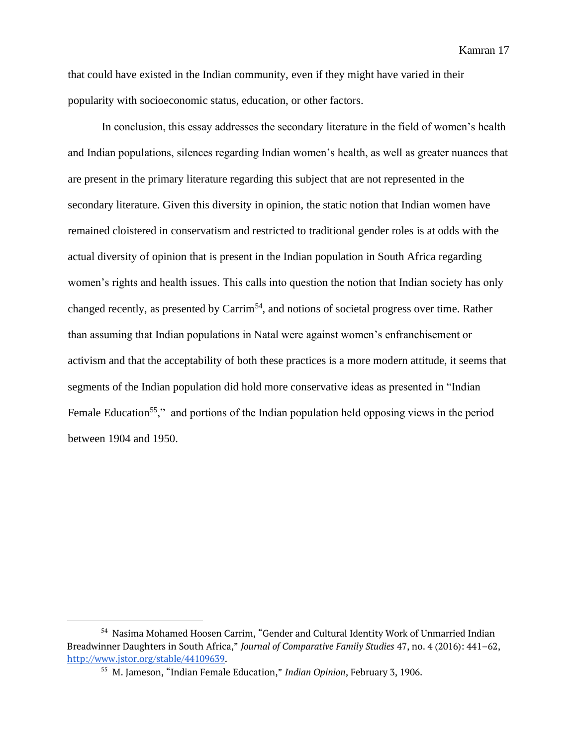that could have existed in the Indian community, even if they might have varied in their popularity with socioeconomic status, education, or other factors.

In conclusion, this essay addresses the secondary literature in the field of women's health and Indian populations, silences regarding Indian women's health, as well as greater nuances that are present in the primary literature regarding this subject that are not represented in the secondary literature. Given this diversity in opinion, the static notion that Indian women have remained cloistered in conservatism and restricted to traditional gender roles is at odds with the actual diversity of opinion that is present in the Indian population in South Africa regarding women's rights and health issues. This calls into question the notion that Indian society has only changed recently, as presented by Carrim[54], and notions of societal progress over time. Rather than assuming that Indian populations in Natal were against women's enfranchisement or activism and that the acceptability of both these practices is a more modern attitude, it seems that segments of the Indian population did hold more conservative ideas as presented in "Indian Female Education[55]," and portions of the Indian population held opposing views in the period between 1904 and 1950.

---

[54] Nasima Mohamed Hoosen Carrim, "Gender and Cultural Identity Work of Unmarried Indian Breadwinner Daughters in South Africa," *Journal of Comparative Family Studies* 47, no. 4 (2016): 441–62, http://www.jstor.org/stable/44109639.

[55] M. Jameson, "Indian Female Education," *Indian Opinion*, February 3, 1906.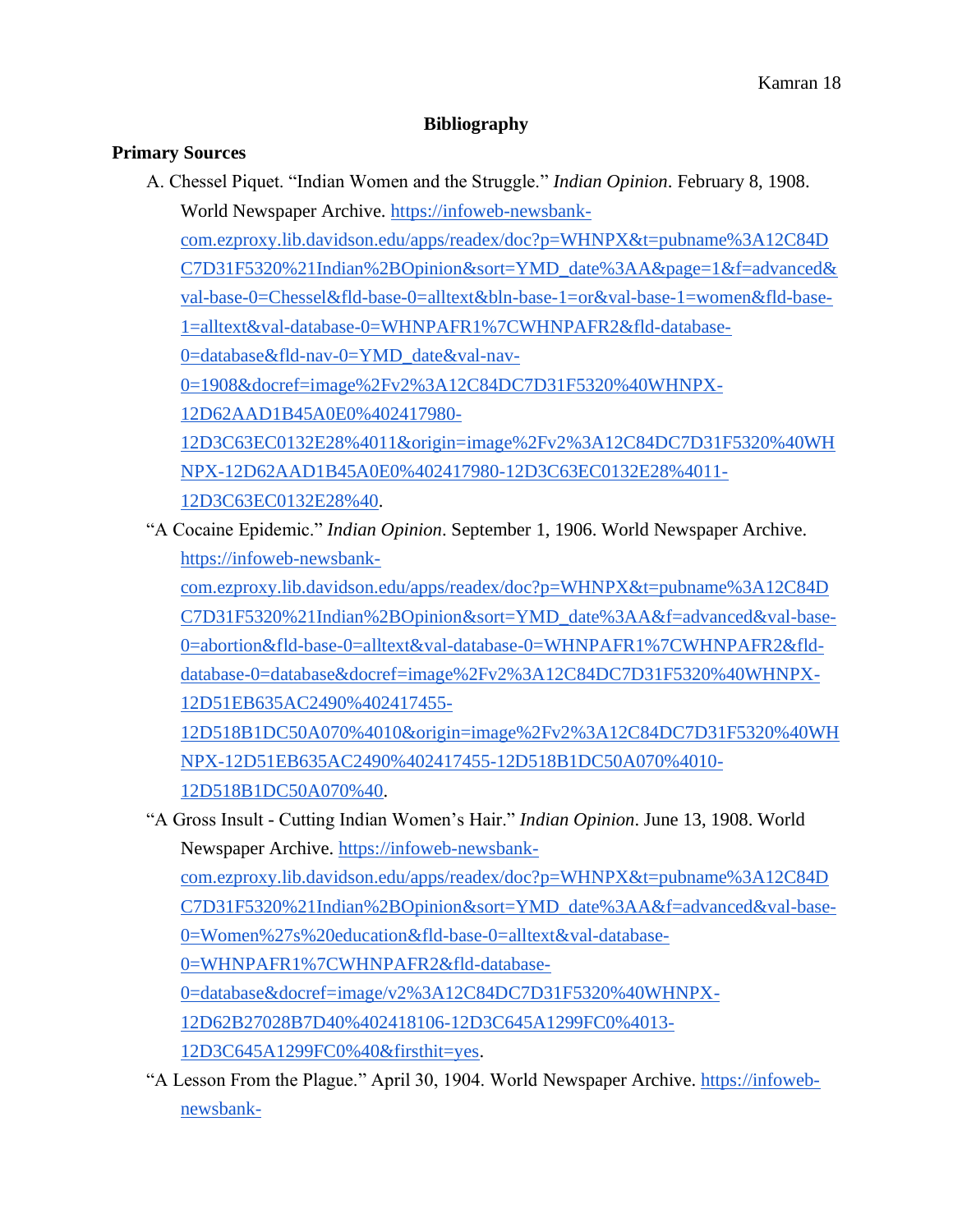## Bibliography

### Primary Sources

A. Chessel Piquet. "Indian Women and the Struggle." *Indian Opinion*. February 8, 1908. World Newspaper Archive. https://infoweb-newsbank-com.ezproxy.lib.davidson.edu/apps/readex/doc?p=WHNPX&t=pubname%3A12C84DC7D31F5320%21Indian%2BOpinion&sort=YMD_date%3AA&page=1&f=advanced&val-base-0=Chessel&fld-base-0=alltext&bln-base-1=or&val-base-1=women&fld-base-1=alltext&val-database-0=WHNPAFR1%7CWHNPAFR2&fld-database-0=database&fld-nav-0=YMD_date&val-nav-0=1908&docref=image%2Fv2%3A12C84DC7D31F5320%40WHNPX-12D62AAD1B45A0E0%402417980-12D3C63EC0132E28%4011&origin=image%2Fv2%3A12C84DC7D31F5320%40WHNPX-12D62AAD1B45A0E0%402417980-12D3C63EC0132E28%4011-12D3C63EC0132E28%40.

"A Cocaine Epidemic." *Indian Opinion*. September 1, 1906. World Newspaper Archive. https://infoweb-newsbank-com.ezproxy.lib.davidson.edu/apps/readex/doc?p=WHNPX&t=pubname%3A12C84DC7D31F5320%21Indian%2BOpinion&sort=YMD_date%3AA&f=advanced&val-base-0=abortion&fld-base-0=alltext&val-database-0=WHNPAFR1%7CWHNPAFR2&fld-database-0=database&docref=image%2Fv2%3A12C84DC7D31F5320%40WHNPX-12D51EB635AC2490%402417455-12D518B1DC50A070%4010&origin=image%2Fv2%3A12C84DC7D31F5320%40WHNPX-12D51EB635AC2490%402417455-12D518B1DC50A070%4010-12D518B1DC50A070%40.

"A Gross Insult - Cutting Indian Women's Hair." *Indian Opinion*. June 13, 1908. World Newspaper Archive. https://infoweb-newsbank-com.ezproxy.lib.davidson.edu/apps/readex/doc?p=WHNPX&t=pubname%3A12C84DC7D31F5320%21Indian%2BOpinion&sort=YMD_date%3AA&f=advanced&val-base-0=Women%27s%20education&fld-base-0=alltext&val-database-0=WHNPAFR1%7CWHNPAFR2&fld-database-0=database&docref=image/v2%3A12C84DC7D31F5320%40WHNPX-12D62B27028B7D40%402418106-12D3C645A1299FC0%4013-12D3C645A1299FC0%40&firsthit=yes.

"A Lesson From the Plague." April 30, 1904. World Newspaper Archive. https://infoweb-newsbank-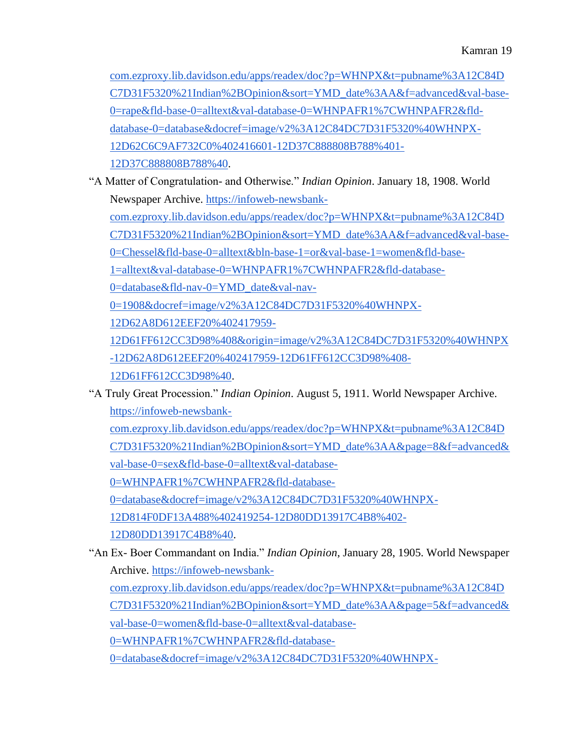com.ezproxy.lib.davidson.edu/apps/readex/doc?p=WHNPX&t=pubname%3A12C84DC7D31F5320%21Indian%2BOpinion&sort=YMD_date%3AA&f=advanced&val-base-0=rape&fld-base-0=alltext&val-database-0=WHNPAFR1%7CWHNPAFR2&fld-database-0=database&docref=image/v2%3A12C84DC7D31F5320%40WHNPX-12D62C6C9AF732C0%402416601-12D37C888808B788%401-12D37C888808B788%40.

"A Matter of Congratulation- and Otherwise." *Indian Opinion*. January 18, 1908. World Newspaper Archive. https://infoweb-newsbank-com.ezproxy.lib.davidson.edu/apps/readex/doc?p=WHNPX&t=pubname%3A12C84DC7D31F5320%21Indian%2BOpinion&sort=YMD_date%3AA&f=advanced&val-base-0=Chessel&fld-base-0=alltext&bln-base-1=or&val-base-1=women&fld-base-1=alltext&val-database-0=WHNPAFR1%7CWHNPAFR2&fld-database-0=database&fld-nav-0=YMD_date&val-nav-0=1908&docref=image/v2%3A12C84DC7D31F5320%40WHNPX-12D62A8D612EEF20%402417959-12D61FF612CC3D98%408&origin=image/v2%3A12C84DC7D31F5320%40WHNPX-12D62A8D612EEF20%402417959-12D61FF612CC3D98%408-12D61FF612CC3D98%40.

"A Truly Great Procession." *Indian Opinion*. August 5, 1911. World Newspaper Archive. https://infoweb-newsbank-com.ezproxy.lib.davidson.edu/apps/readex/doc?p=WHNPX&t=pubname%3A12C84DC7D31F5320%21Indian%2BOpinion&sort=YMD_date%3AA&page=8&f=advanced&val-base-0=sex&fld-base-0=alltext&val-database-0=WHNPAFR1%7CWHNPAFR2&fld-database-0=database&docref=image/v2%3A12C84DC7D31F5320%40WHNPX-12D814F0DF13A488%402419254-12D80DD13917C4B8%402-12D80DD13917C4B8%40.

"An Ex- Boer Commandant on India." *Indian Opinion*, January 28, 1905. World Newspaper Archive. https://infoweb-newsbank-com.ezproxy.lib.davidson.edu/apps/readex/doc?p=WHNPX&t=pubname%3A12C84DC7D31F5320%21Indian%2BOpinion&sort=YMD_date%3AA&page=5&f=advanced&val-base-0=women&fld-base-0=alltext&val-database-0=WHNPAFR1%7CWHNPAFR2&fld-database-0=database&docref=image/v2%3A12C84DC7D31F5320%40WHNPX-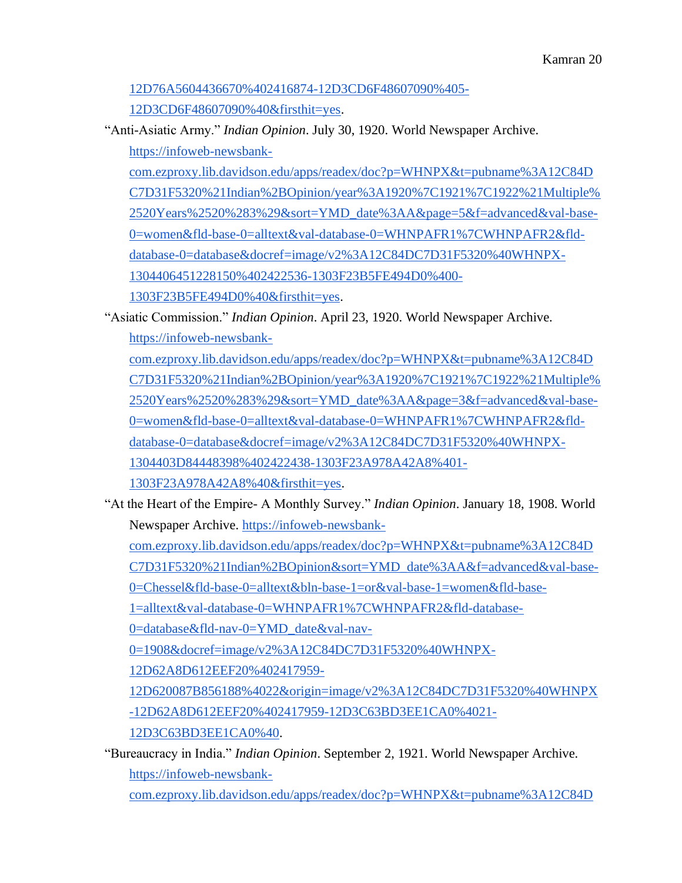12D76A5604436670%402416874-12D3CD6F48607090%405-12D3CD6F48607090%40&firsthit=yes.

"Anti-Asiatic Army." *Indian Opinion*. July 30, 1920. World Newspaper Archive. https://infoweb-newsbank-com.ezproxy.lib.davidson.edu/apps/readex/doc?p=WHNPX&t=pubname%3A12C84DC7D31F5320%21Indian%2BOpinion/year%3A1920%7C1921%7C1922%21Multiple%2520Years%2520%283%29&sort=YMD_date%3AA&page=5&f=advanced&val-base-0=women&fld-base-0=alltext&val-database-0=WHNPAFR1%7CWHNPAFR2&fld-database-0=database&docref=image/v2%3A12C84DC7D31F5320%40WHNPX-1304406451228150%402422536-1303F23B5FE494D0%400-1303F23B5FE494D0%40&firsthit=yes.

"Asiatic Commission." *Indian Opinion*. April 23, 1920. World Newspaper Archive. https://infoweb-newsbank-com.ezproxy.lib.davidson.edu/apps/readex/doc?p=WHNPX&t=pubname%3A12C84DC7D31F5320%21Indian%2BOpinion/year%3A1920%7C1921%7C1922%21Multiple%2520Years%2520%283%29&sort=YMD_date%3AA&page=3&f=advanced&val-base-0=women&fld-base-0=alltext&val-database-0=WHNPAFR1%7CWHNPAFR2&fld-database-0=database&docref=image/v2%3A12C84DC7D31F5320%40WHNPX-1304403D84448398%402422438-1303F23A978A42A8%401-1303F23A978A42A8%40&firsthit=yes.

"At the Heart of the Empire- A Monthly Survey." *Indian Opinion*. January 18, 1908. World Newspaper Archive. https://infoweb-newsbank-com.ezproxy.lib.davidson.edu/apps/readex/doc?p=WHNPX&t=pubname%3A12C84DC7D31F5320%21Indian%2BOpinion&sort=YMD_date%3AA&f=advanced&val-base-0=Chessel&fld-base-0=alltext&bln-base-1=or&val-base-1=women&fld-base-1=alltext&val-database-0=WHNPAFR1%7CWHNPAFR2&fld-database-0=database&fld-nav-0=YMD_date&val-nav-0=1908&docref=image/v2%3A12C84DC7D31F5320%40WHNPX-12D62A8D612EEF20%402417959-12D620087B856188%4022&origin=image/v2%3A12C84DC7D31F5320%40WHNPX-12D62A8D612EEF20%402417959-12D3C63BD3EE1CA0%4021-12D3C63BD3EE1CA0%40.

"Bureaucracy in India." *Indian Opinion*. September 2, 1921. World Newspaper Archive. https://infoweb-newsbank-com.ezproxy.lib.davidson.edu/apps/readex/doc?p=WHNPX&t=pubname%3A12C84D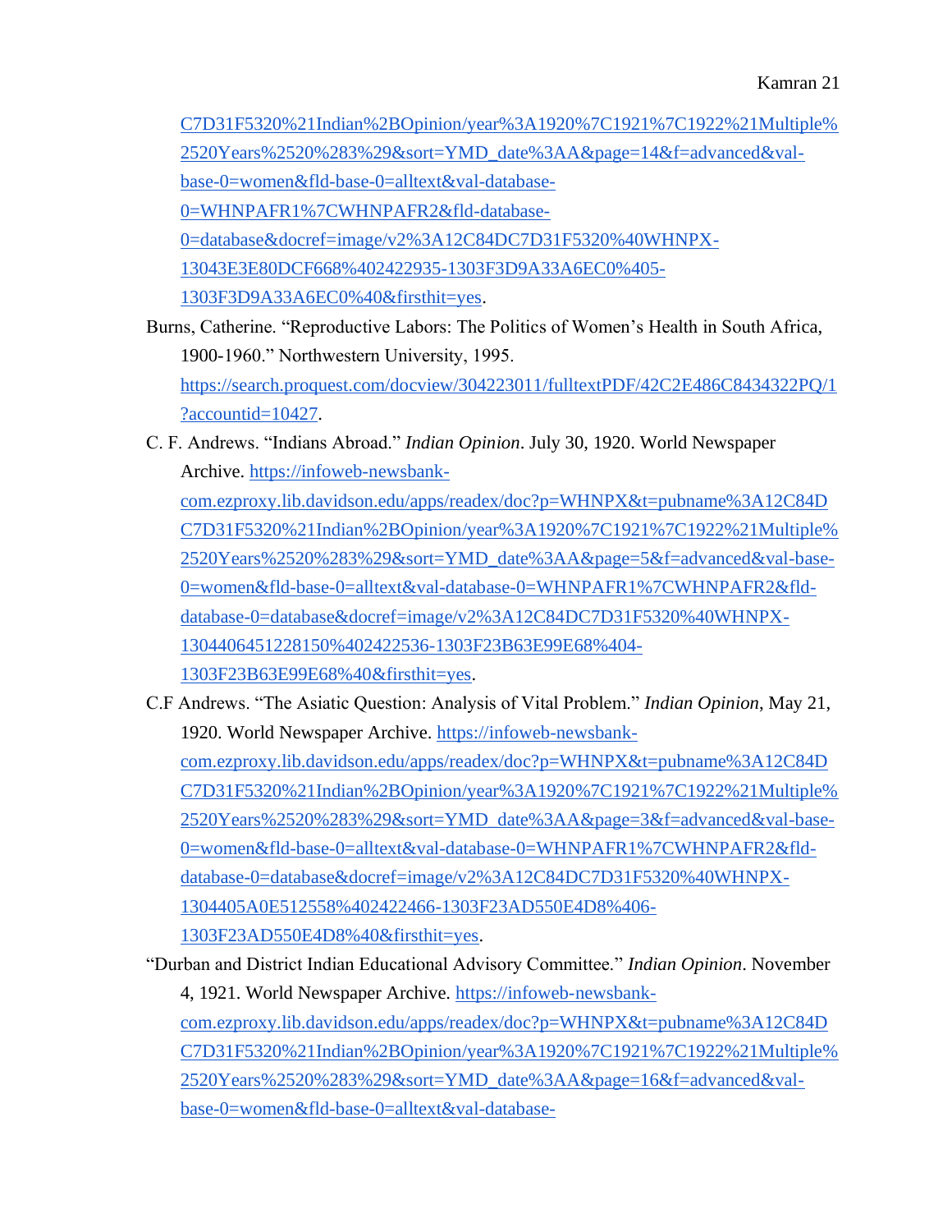C7D31F5320%21Indian%2BOpinion/year%3A1920%7C1921%7C1922%21Multiple%2520Years%2520%283%29&sort=YMD_date%3AA&page=14&f=advanced&val-base-0=women&fld-base-0=alltext&val-database-0=WHNPAFR1%7CWHNPAFR2&fld-database-0=database&docref=image/v2%3A12C84DC7D31F5320%40WHNPX-13043E3E80DCF668%402422935-1303F3D9A33A6EC0%405-1303F3D9A33A6EC0%40&firsthit=yes.

Burns, Catherine. "Reproductive Labors: The Politics of Women's Health in South Africa, 1900-1960." Northwestern University, 1995. https://search.proquest.com/docview/304223011/fulltextPDF/42C2E486C8434322PQ/1?accountid=10427.

C. F. Andrews. "Indians Abroad." *Indian Opinion*. July 30, 1920. World Newspaper Archive. https://infoweb-newsbank-com.ezproxy.lib.davidson.edu/apps/readex/doc?p=WHNPX&t=pubname%3A12C84DC7D31F5320%21Indian%2BOpinion/year%3A1920%7C1921%7C1922%21Multiple%2520Years%2520%283%29&sort=YMD_date%3AA&page=5&f=advanced&val-base-0=women&fld-base-0=alltext&val-database-0=WHNPAFR1%7CWHNPAFR2&fld-database-0=database&docref=image/v2%3A12C84DC7D31F5320%40WHNPX-1304406451228150%402422536-1303F23B63E99E68%404-1303F23B63E99E68%40&firsthit=yes.

C.F Andrews. "The Asiatic Question: Analysis of Vital Problem." *Indian Opinion*, May 21, 1920. World Newspaper Archive. https://infoweb-newsbank-com.ezproxy.lib.davidson.edu/apps/readex/doc?p=WHNPX&t=pubname%3A12C84DC7D31F5320%21Indian%2BOpinion/year%3A1920%7C1921%7C1922%21Multiple%2520Years%2520%283%29&sort=YMD_date%3AA&page=3&f=advanced&val-base-0=women&fld-base-0=alltext&val-database-0=WHNPAFR1%7CWHNPAFR2&fld-database-0=database&docref=image/v2%3A12C84DC7D31F5320%40WHNPX-1304405A0E512558%402422466-1303F23AD550E4D8%406-1303F23AD550E4D8%40&firsthit=yes.

"Durban and District Indian Educational Advisory Committee." *Indian Opinion*. November 4, 1921. World Newspaper Archive. https://infoweb-newsbank-com.ezproxy.lib.davidson.edu/apps/readex/doc?p=WHNPX&t=pubname%3A12C84DC7D31F5320%21Indian%2BOpinion/year%3A1920%7C1921%7C1922%21Multiple%2520Years%2520%283%29&sort=YMD_date%3AA&page=16&f=advanced&val-base-0=women&fld-base-0=alltext&val-database-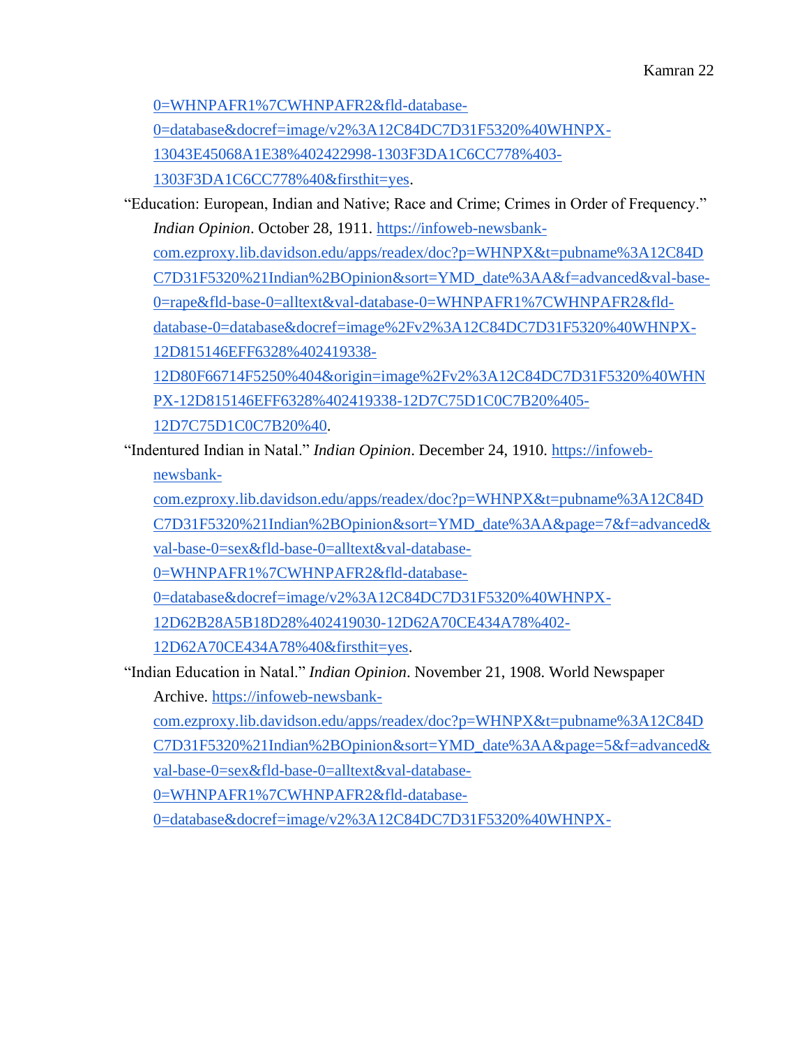0=WHNPAFR1%7CWHNPAFR2&fld-database-0=database&docref=image/v2%3A12C84DC7D31F5320%40WHNPX-13043E45068A1E38%402422998-1303F3DA1C6CC778%403-1303F3DA1C6CC778%40&firsthit=yes.

"Education: European, Indian and Native; Race and Crime; Crimes in Order of Frequency." *Indian Opinion*. October 28, 1911. https://infoweb-newsbank-com.ezproxy.lib.davidson.edu/apps/readex/doc?p=WHNPX&t=pubname%3A12C84DC7D31F5320%21Indian%2BOpinion&sort=YMD_date%3AA&f=advanced&val-base-0=rape&fld-base-0=alltext&val-database-0=WHNPAFR1%7CWHNPAFR2&fld-database-0=database&docref=image%2Fv2%3A12C84DC7D31F5320%40WHNPX-12D815146EFF6328%402419338-12D80F66714F5250%404&origin=image%2Fv2%3A12C84DC7D31F5320%40WHNPX-12D815146EFF6328%402419338-12D7C75D1C0C7B20%405-12D7C75D1C0C7B20%40.

"Indentured Indian in Natal." *Indian Opinion*. December 24, 1910. https://infoweb-newsbank-com.ezproxy.lib.davidson.edu/apps/readex/doc?p=WHNPX&t=pubname%3A12C84DC7D31F5320%21Indian%2BOpinion&sort=YMD_date%3AA&page=7&f=advanced&val-base-0=sex&fld-base-0=alltext&val-database-0=WHNPAFR1%7CWHNPAFR2&fld-database-0=database&docref=image/v2%3A12C84DC7D31F5320%40WHNPX-12D62B28A5B18D28%402419030-12D62A70CE434A78%402-12D62A70CE434A78%40&firsthit=yes.

"Indian Education in Natal." *Indian Opinion*. November 21, 1908. World Newspaper Archive. https://infoweb-newsbank-com.ezproxy.lib.davidson.edu/apps/readex/doc?p=WHNPX&t=pubname%3A12C84DC7D31F5320%21Indian%2BOpinion&sort=YMD_date%3AA&page=5&f=advanced&val-base-0=sex&fld-base-0=alltext&val-database-0=WHNPAFR1%7CWHNPAFR2&fld-database-0=database&docref=image/v2%3A12C84DC7D31F5320%40WHNPX-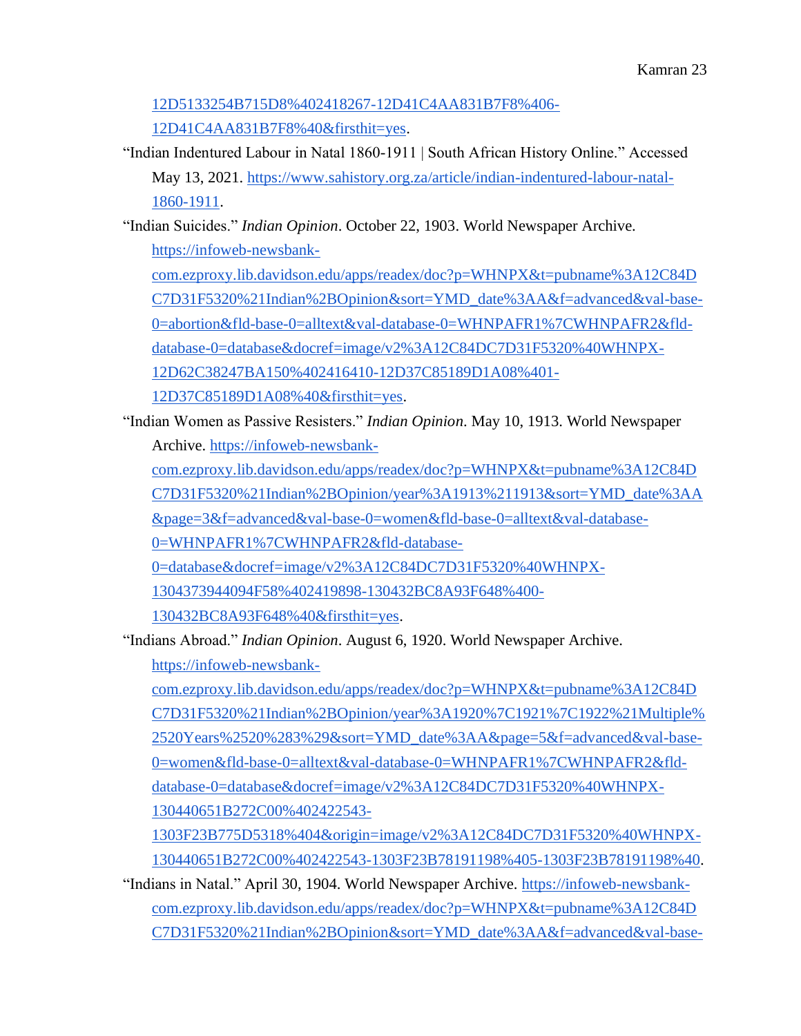12D5133254B715D8%402418267-12D41C4AA831B7F8%406-12D41C4AA831B7F8%40&firsthit=yes.

"Indian Indentured Labour in Natal 1860-1911 | South African History Online." Accessed May 13, 2021. https://www.sahistory.org.za/article/indian-indentured-labour-natal-1860-1911.

"Indian Suicides." *Indian Opinion*. October 22, 1903. World Newspaper Archive. https://infoweb-newsbank-com.ezproxy.lib.davidson.edu/apps/readex/doc?p=WHNPX&t=pubname%3A12C84DC7D31F5320%21Indian%2BOpinion&sort=YMD_date%3AA&f=advanced&val-base-0=abortion&fld-base-0=alltext&val-database-0=WHNPAFR1%7CWHNPAFR2&fld-database-0=database&docref=image/v2%3A12C84DC7D31F5320%40WHNPX-12D62C38247BA150%402416410-12D37C85189D1A08%401-12D37C85189D1A08%40&firsthit=yes.

"Indian Women as Passive Resisters." *Indian Opinion*. May 10, 1913. World Newspaper Archive. https://infoweb-newsbank-com.ezproxy.lib.davidson.edu/apps/readex/doc?p=WHNPX&t=pubname%3A12C84DC7D31F5320%21Indian%2BOpinion/year%3A1913%211913&sort=YMD_date%3AA&page=3&f=advanced&val-base-0=women&fld-base-0=alltext&val-database-0=WHNPAFR1%7CWHNPAFR2&fld-database-0=database&docref=image/v2%3A12C84DC7D31F5320%40WHNPX-1304373944094F58%402419898-130432BC8A93F648%400-130432BC8A93F648%40&firsthit=yes.

"Indians Abroad." *Indian Opinion*. August 6, 1920. World Newspaper Archive. https://infoweb-newsbank-com.ezproxy.lib.davidson.edu/apps/readex/doc?p=WHNPX&t=pubname%3A12C84DC7D31F5320%21Indian%2BOpinion/year%3A1920%7C1921%7C1922%21Multiple%2520Years%2520%283%29&sort=YMD_date%3AA&page=5&f=advanced&val-base-0=women&fld-base-0=alltext&val-database-0=WHNPAFR1%7CWHNPAFR2&fld-database-0=database&docref=image/v2%3A12C84DC7D31F5320%40WHNPX-130440651B272C00%402422543-1303F23B775D5318%404&origin=image/v2%3A12C84DC7D31F5320%40WHNPX-130440651B272C00%402422543-1303F23B78191198%405-1303F23B78191198%40.

"Indians in Natal." April 30, 1904. World Newspaper Archive. https://infoweb-newsbank-com.ezproxy.lib.davidson.edu/apps/readex/doc?p=WHNPX&t=pubname%3A12C84DC7D31F5320%21Indian%2BOpinion&sort=YMD_date%3AA&f=advanced&val-base-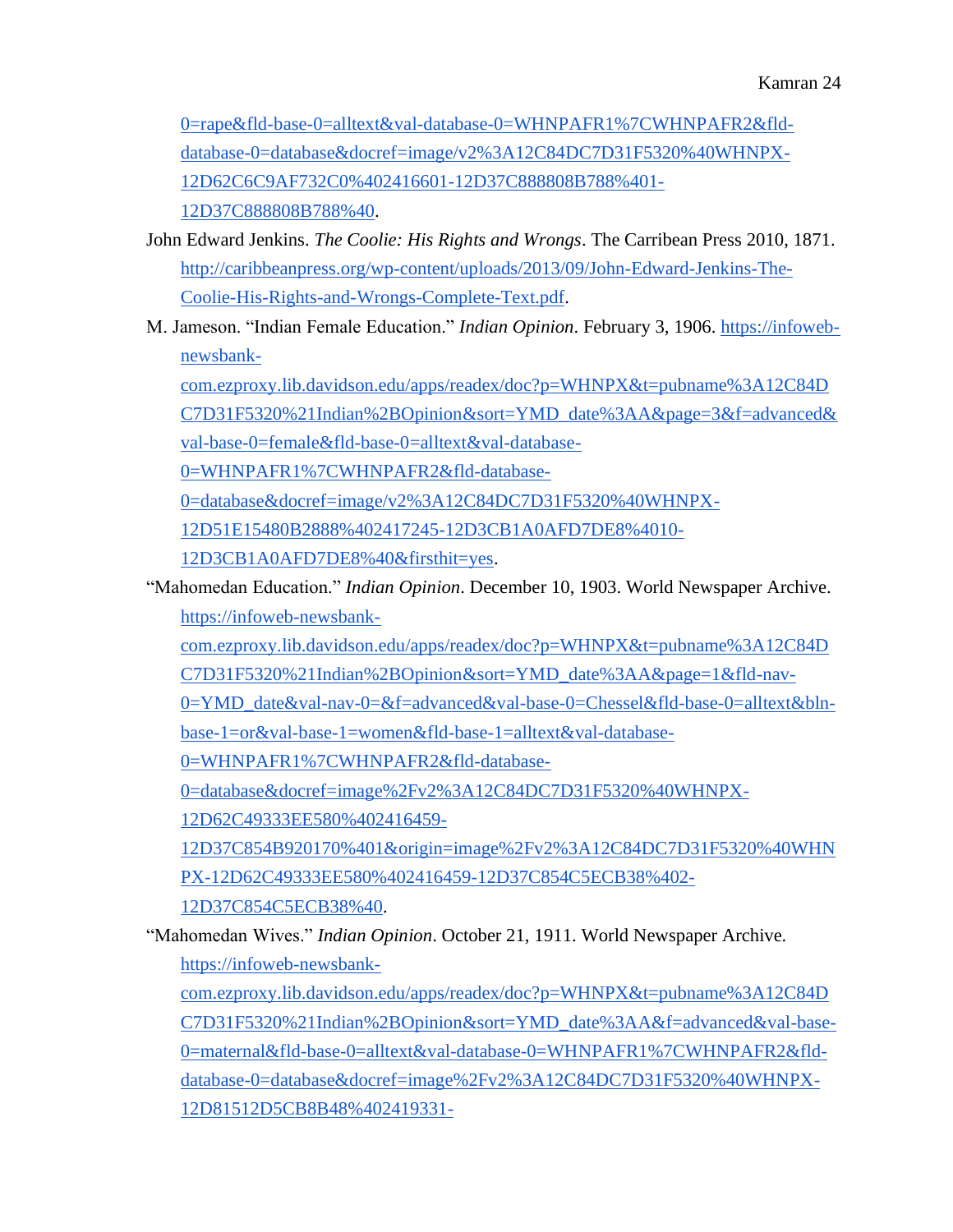0=rape&fld-base-0=alltext&val-database-0=WHNPAFR1%7CWHNPAFR2&fld-database-0=database&docref=image/v2%3A12C84DC7D31F5320%40WHNPX-12D62C6C9AF732C0%402416601-12D37C888808B788%401-12D37C888808B788%40.

John Edward Jenkins. *The Coolie: His Rights and Wrongs*. The Carribean Press 2010, 1871. http://caribbeanpress.org/wp-content/uploads/2013/09/John-Edward-Jenkins-The-Coolie-His-Rights-and-Wrongs-Complete-Text.pdf.

M. Jameson. "Indian Female Education." *Indian Opinion*. February 3, 1906. https://infoweb-newsbank-com.ezproxy.lib.davidson.edu/apps/readex/doc?p=WHNPX&t=pubname%3A12C84DC7D31F5320%21Indian%2BOpinion&sort=YMD_date%3AA&page=3&f=advanced&val-base-0=female&fld-base-0=alltext&val-database-0=WHNPAFR1%7CWHNPAFR2&fld-database-0=database&docref=image/v2%3A12C84DC7D31F5320%40WHNPX-12D51E15480B2888%402417245-12D3CB1A0AFD7DE8%4010-12D3CB1A0AFD7DE8%40&firsthit=yes.

"Mahomedan Education." *Indian Opinion*. December 10, 1903. World Newspaper Archive. https://infoweb-newsbank-com.ezproxy.lib.davidson.edu/apps/readex/doc?p=WHNPX&t=pubname%3A12C84DC7D31F5320%21Indian%2BOpinion&sort=YMD_date%3AA&page=1&fld-nav-0=YMD_date&val-nav-0=&f=advanced&val-base-0=Chessel&fld-base-0=alltext&bln-base-1=or&val-base-1=women&fld-base-1=alltext&val-database-0=WHNPAFR1%7CWHNPAFR2&fld-database-0=database&docref=image%2Fv2%3A12C84DC7D31F5320%40WHNPX-12D62C49333EE580%402416459-12D37C854B920170%401&origin=image%2Fv2%3A12C84DC7D31F5320%40WHNPX-12D62C49333EE580%402416459-12D37C854C5ECB38%402-12D37C854C5ECB38%40.

"Mahomedan Wives." *Indian Opinion*. October 21, 1911. World Newspaper Archive. https://infoweb-newsbank-com.ezproxy.lib.davidson.edu/apps/readex/doc?p=WHNPX&t=pubname%3A12C84DC7D31F5320%21Indian%2BOpinion&sort=YMD_date%3AA&f=advanced&val-base-0=maternal&fld-base-0=alltext&val-database-0=WHNPAFR1%7CWHNPAFR2&fld-database-0=database&docref=image%2Fv2%3A12C84DC7D31F5320%40WHNPX-12D81512D5CB8B48%402419331-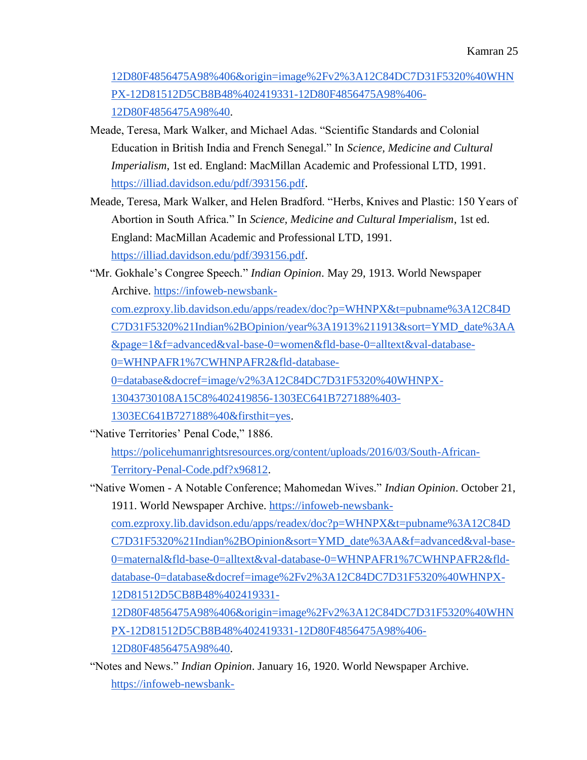12D80F4856475A98%406&origin=image%2Fv2%3A12C84DC7D31F5320%40WHNPX-12D81512D5CB8B48%402419331-12D80F4856475A98%406-12D80F4856475A98%40.

Meade, Teresa, Mark Walker, and Michael Adas. "Scientific Standards and Colonial Education in British India and French Senegal." In *Science, Medicine and Cultural Imperialism*, 1st ed. England: MacMillan Academic and Professional LTD, 1991. https://illiad.davidson.edu/pdf/393156.pdf.

Meade, Teresa, Mark Walker, and Helen Bradford. "Herbs, Knives and Plastic: 150 Years of Abortion in South Africa." In *Science, Medicine and Cultural Imperialism*, 1st ed. England: MacMillan Academic and Professional LTD, 1991. https://illiad.davidson.edu/pdf/393156.pdf.

"Mr. Gokhale's Congree Speech." *Indian Opinion*. May 29, 1913. World Newspaper Archive. https://infoweb-newsbank-com.ezproxy.lib.davidson.edu/apps/readex/doc?p=WHNPX&t=pubname%3A12C84DC7D31F5320%21Indian%2BOpinion/year%3A1913%211913&sort=YMD_date%3AA&page=1&f=advanced&val-base-0=women&fld-base-0=alltext&val-database-0=WHNPAFR1%7CWHNPAFR2&fld-database-0=database&docref=image/v2%3A12C84DC7D31F5320%40WHNPX-13043730108A15C8%402419856-1303EC641B727188%403-1303EC641B727188%40&firsthit=yes.

"Native Territories' Penal Code," 1886. https://policehumanrightsresources.org/content/uploads/2016/03/South-African-Territory-Penal-Code.pdf?x96812.

"Native Women - A Notable Conference; Mahomedan Wives." *Indian Opinion*. October 21, 1911. World Newspaper Archive. https://infoweb-newsbank-com.ezproxy.lib.davidson.edu/apps/readex/doc?p=WHNPX&t=pubname%3A12C84DC7D31F5320%21Indian%2BOpinion&sort=YMD_date%3AA&f=advanced&val-base-0=maternal&fld-base-0=alltext&val-database-0=WHNPAFR1%7CWHNPAFR2&fld-database-0=database&docref=image%2Fv2%3A12C84DC7D31F5320%40WHNPX-12D81512D5CB8B48%402419331-12D80F4856475A98%406&origin=image%2Fv2%3A12C84DC7D31F5320%40WHNPX-12D81512D5CB8B48%402419331-12D80F4856475A98%406-12D80F4856475A98%40.

"Notes and News." *Indian Opinion*. January 16, 1920. World Newspaper Archive. https://infoweb-newsbank-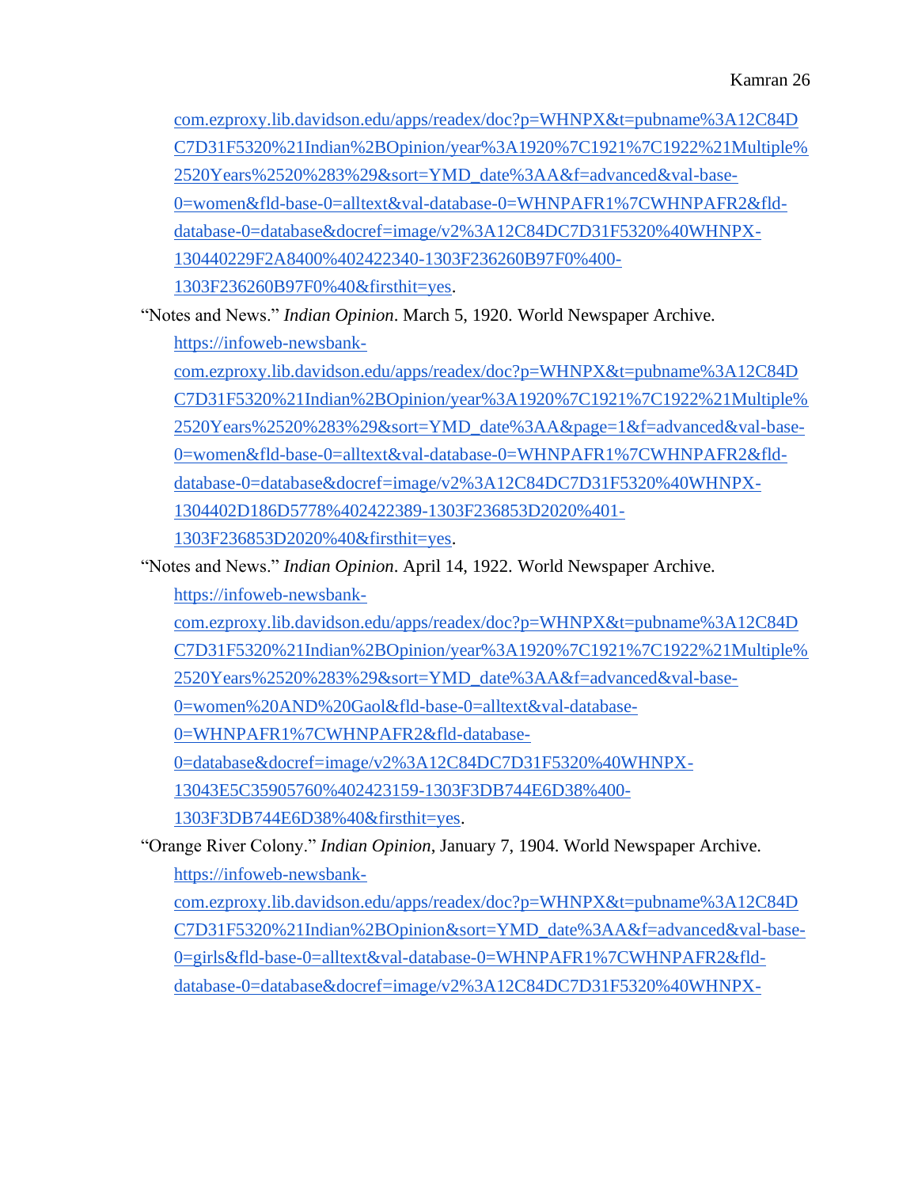com.ezproxy.lib.davidson.edu/apps/readex/doc?p=WHNPX&t=pubname%3A12C84DC7D31F5320%21Indian%2BOpinion/year%3A1920%7C1921%7C1922%21Multiple%2520Years%2520%283%29&sort=YMD_date%3AA&f=advanced&val-base-0=women&fld-base-0=alltext&val-database-0=WHNPAFR1%7CWHNPAFR2&fld-database-0=database&docref=image/v2%3A12C84DC7D31F5320%40WHNPX-130440229F2A8400%402422340-1303F236260B97F0%400-1303F236260B97F0%40&firsthit=yes.

"Notes and News." *Indian Opinion*. March 5, 1920. World Newspaper Archive. https://infoweb-newsbank-com.ezproxy.lib.davidson.edu/apps/readex/doc?p=WHNPX&t=pubname%3A12C84DC7D31F5320%21Indian%2BOpinion/year%3A1920%7C1921%7C1922%21Multiple%2520Years%2520%283%29&sort=YMD_date%3AA&page=1&f=advanced&val-base-0=women&fld-base-0=alltext&val-database-0=WHNPAFR1%7CWHNPAFR2&fld-database-0=database&docref=image/v2%3A12C84DC7D31F5320%40WHNPX-1304402D186D5778%402422389-1303F236853D2020%401-1303F236853D2020%40&firsthit=yes.

"Notes and News." *Indian Opinion*. April 14, 1922. World Newspaper Archive. https://infoweb-newsbank-com.ezproxy.lib.davidson.edu/apps/readex/doc?p=WHNPX&t=pubname%3A12C84DC7D31F5320%21Indian%2BOpinion/year%3A1920%7C1921%7C1922%21Multiple%2520Years%2520%283%29&sort=YMD_date%3AA&f=advanced&val-base-0=women%20AND%20Gaol&fld-base-0=alltext&val-database-0=WHNPAFR1%7CWHNPAFR2&fld-database-0=database&docref=image/v2%3A12C84DC7D31F5320%40WHNPX-13043E5C35905760%402423159-1303F3DB744E6D38%400-1303F3DB744E6D38%40&firsthit=yes.

"Orange River Colony." *Indian Opinion*, January 7, 1904. World Newspaper Archive. https://infoweb-newsbank-com.ezproxy.lib.davidson.edu/apps/readex/doc?p=WHNPX&t=pubname%3A12C84DC7D31F5320%21Indian%2BOpinion&sort=YMD_date%3AA&f=advanced&val-base-0=girls&fld-base-0=alltext&val-database-0=WHNPAFR1%7CWHNPAFR2&fld-database-0=database&docref=image/v2%3A12C84DC7D31F5320%40WHNPX-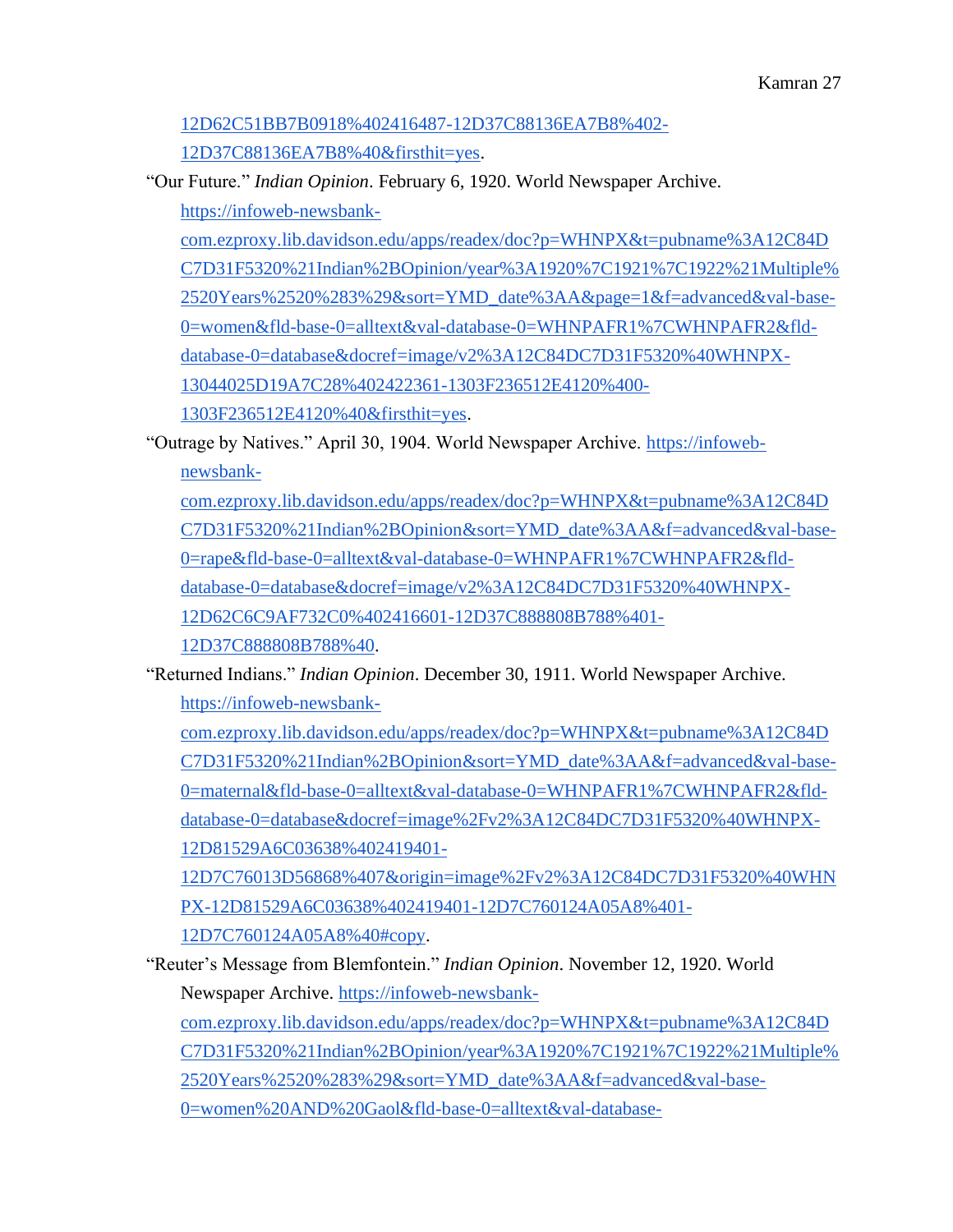12D62C51BB7B0918%402416487-12D37C88136EA7B8%402-12D37C88136EA7B8%40&firsthit=yes.

"Our Future." *Indian Opinion*. February 6, 1920. World Newspaper Archive. https://infoweb-newsbank-com.ezproxy.lib.davidson.edu/apps/readex/doc?p=WHNPX&t=pubname%3A12C84DC7D31F5320%21Indian%2BOpinion/year%3A1920%7C1921%7C1922%21Multiple%2520Years%2520%283%29&sort=YMD_date%3AA&page=1&f=advanced&val-base-0=women&fld-base-0=alltext&val-database-0=WHNPAFR1%7CWHNPAFR2&fld-database-0=database&docref=image/v2%3A12C84DC7D31F5320%40WHNPX-13044025D19A7C28%402422361-1303F236512E4120%400-1303F236512E4120%40&firsthit=yes.

"Outrage by Natives." April 30, 1904. World Newspaper Archive. https://infoweb-newsbank-com.ezproxy.lib.davidson.edu/apps/readex/doc?p=WHNPX&t=pubname%3A12C84DC7D31F5320%21Indian%2BOpinion&sort=YMD_date%3AA&f=advanced&val-base-0=rape&fld-base-0=alltext&val-database-0=WHNPAFR1%7CWHNPAFR2&fld-database-0=database&docref=image/v2%3A12C84DC7D31F5320%40WHNPX-12D62C6C9AF732C0%402416601-12D37C888808B788%401-12D37C888808B788%40.

"Returned Indians." *Indian Opinion*. December 30, 1911. World Newspaper Archive. https://infoweb-newsbank-com.ezproxy.lib.davidson.edu/apps/readex/doc?p=WHNPX&t=pubname%3A12C84DC7D31F5320%21Indian%2BOpinion&sort=YMD_date%3AA&f=advanced&val-base-0=maternal&fld-base-0=alltext&val-database-0=WHNPAFR1%7CWHNPAFR2&fld-database-0=database&docref=image%2Fv2%3A12C84DC7D31F5320%40WHNPX-12D81529A6C03638%402419401-12D7C76013D56868%407&origin=image%2Fv2%3A12C84DC7D31F5320%40WHNPX-12D81529A6C03638%402419401-12D7C760124A05A8%401-12D7C760124A05A8%40#copy.

"Reuter's Message from Blemfontein." *Indian Opinion*. November 12, 1920. World Newspaper Archive. https://infoweb-newsbank-com.ezproxy.lib.davidson.edu/apps/readex/doc?p=WHNPX&t=pubname%3A12C84DC7D31F5320%21Indian%2BOpinion/year%3A1920%7C1921%7C1922%21Multiple%2520Years%2520%283%29&sort=YMD_date%3AA&f=advanced&val-base-0=women%20AND%20Gaol&fld-base-0=alltext&val-database-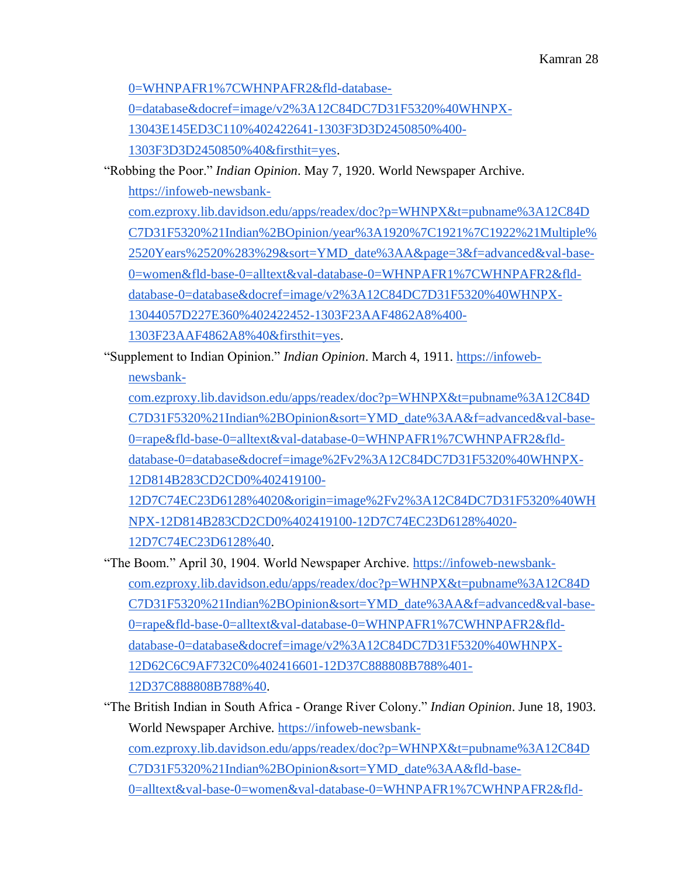0=WHNPAFR1%7CWHNPAFR2&fld-database-0=database&docref=image/v2%3A12C84DC7D31F5320%40WHNPX-13043E145ED3C110%402422641-1303F3D3D2450850%400-1303F3D3D2450850%40&firsthit=yes.

"Robbing the Poor." *Indian Opinion*. May 7, 1920. World Newspaper Archive. https://infoweb-newsbank-com.ezproxy.lib.davidson.edu/apps/readex/doc?p=WHNPX&t=pubname%3A12C84DC7D31F5320%21Indian%2BOpinion/year%3A1920%7C1921%7C1922%21Multiple%2520Years%2520%283%29&sort=YMD_date%3AA&page=3&f=advanced&val-base-0=women&fld-base-0=alltext&val-database-0=WHNPAFR1%7CWHNPAFR2&fld-database-0=database&docref=image/v2%3A12C84DC7D31F5320%40WHNPX-13044057D227E360%402422452-1303F23AAF4862A8%400-1303F23AAF4862A8%40&firsthit=yes.

"Supplement to Indian Opinion." *Indian Opinion*. March 4, 1911. https://infoweb-newsbank-com.ezproxy.lib.davidson.edu/apps/readex/doc?p=WHNPX&t=pubname%3A12C84DC7D31F5320%21Indian%2BOpinion&sort=YMD_date%3AA&f=advanced&val-base-0=rape&fld-base-0=alltext&val-database-0=WHNPAFR1%7CWHNPAFR2&fld-database-0=database&docref=image%2Fv2%3A12C84DC7D31F5320%40WHNPX-12D814B283CD2CD0%402419100-12D7C74EC23D6128%4020&origin=image%2Fv2%3A12C84DC7D31F5320%40WHNPX-12D814B283CD2CD0%402419100-12D7C74EC23D6128%4020-12D7C74EC23D6128%40.

"The Boom." April 30, 1904. World Newspaper Archive. https://infoweb-newsbank-com.ezproxy.lib.davidson.edu/apps/readex/doc?p=WHNPX&t=pubname%3A12C84DC7D31F5320%21Indian%2BOpinion&sort=YMD_date%3AA&f=advanced&val-base-0=rape&fld-base-0=alltext&val-database-0=WHNPAFR1%7CWHNPAFR2&fld-database-0=database&docref=image/v2%3A12C84DC7D31F5320%40WHNPX-12D62C6C9AF732C0%402416601-12D37C888808B788%401-12D37C888808B788%40.

"The British Indian in South Africa - Orange River Colony." *Indian Opinion*. June 18, 1903. World Newspaper Archive. https://infoweb-newsbank-com.ezproxy.lib.davidson.edu/apps/readex/doc?p=WHNPX&t=pubname%3A12C84DC7D31F5320%21Indian%2BOpinion&sort=YMD_date%3AA&fld-base-0=alltext&val-base-0=women&val-database-0=WHNPAFR1%7CWHNPAFR2&fld-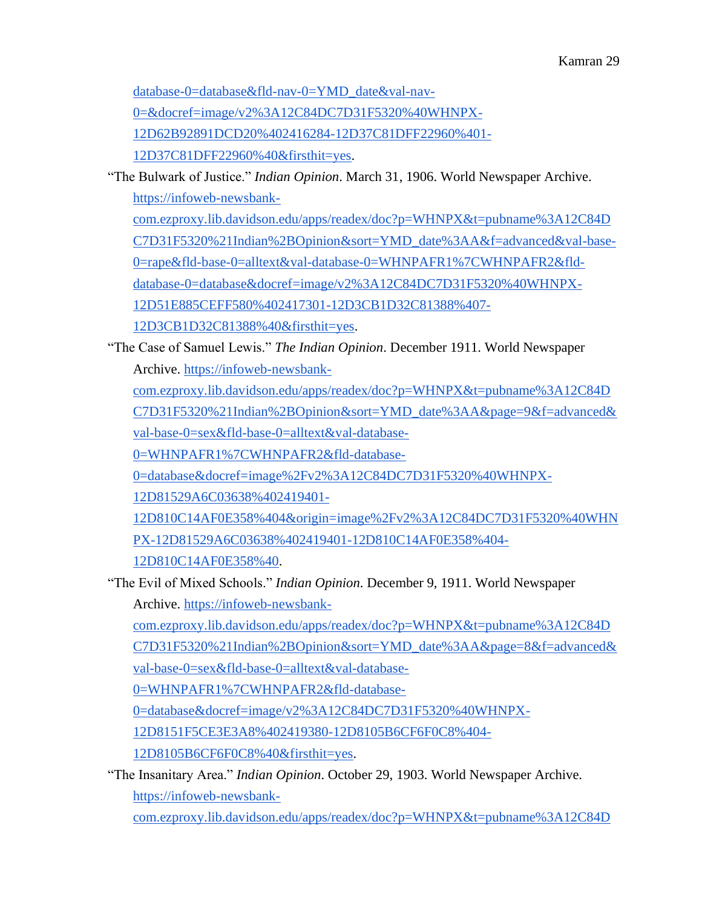database-0=database&fld-nav-0=YMD_date&val-nav-0=&docref=image/v2%3A12C84DC7D31F5320%40WHNPX-12D62B92891DCD20%402416284-12D37C81DFF22960%401-12D37C81DFF22960%40&firsthit=yes.

"The Bulwark of Justice." *Indian Opinion*. March 31, 1906. World Newspaper Archive. https://infoweb-newsbank-com.ezproxy.lib.davidson.edu/apps/readex/doc?p=WHNPX&t=pubname%3A12C84DC7D31F5320%21Indian%2BOpinion&sort=YMD_date%3AA&f=advanced&val-base-0=rape&fld-base-0=alltext&val-database-0=WHNPAFR1%7CWHNPAFR2&fld-database-0=database&docref=image/v2%3A12C84DC7D31F5320%40WHNPX-12D51E885CEFF580%402417301-12D3CB1D32C81388%407-12D3CB1D32C81388%40&firsthit=yes.

"The Case of Samuel Lewis." *The Indian Opinion*. December 1911. World Newspaper Archive. https://infoweb-newsbank-com.ezproxy.lib.davidson.edu/apps/readex/doc?p=WHNPX&t=pubname%3A12C84DC7D31F5320%21Indian%2BOpinion&sort=YMD_date%3AA&page=9&f=advanced&val-base-0=sex&fld-base-0=alltext&val-database-0=WHNPAFR1%7CWHNPAFR2&fld-database-0=database&docref=image%2Fv2%3A12C84DC7D31F5320%40WHNPX-12D81529A6C03638%402419401-12D810C14AF0E358%404&origin=image%2Fv2%3A12C84DC7D31F5320%40WHNPX-12D81529A6C03638%402419401-12D810C14AF0E358%404-12D810C14AF0E358%40.

"The Evil of Mixed Schools." *Indian Opinion*. December 9, 1911. World Newspaper Archive. https://infoweb-newsbank-com.ezproxy.lib.davidson.edu/apps/readex/doc?p=WHNPX&t=pubname%3A12C84DC7D31F5320%21Indian%2BOpinion&sort=YMD_date%3AA&page=8&f=advanced&val-base-0=sex&fld-base-0=alltext&val-database-0=WHNPAFR1%7CWHNPAFR2&fld-database-0=database&docref=image/v2%3A12C84DC7D31F5320%40WHNPX-12D8151F5CE3E3A8%402419380-12D8105B6CF6F0C8%404-12D8105B6CF6F0C8%40&firsthit=yes.

"The Insanitary Area." *Indian Opinion*. October 29, 1903. World Newspaper Archive. https://infoweb-newsbank-com.ezproxy.lib.davidson.edu/apps/readex/doc?p=WHNPX&t=pubname%3A12C84D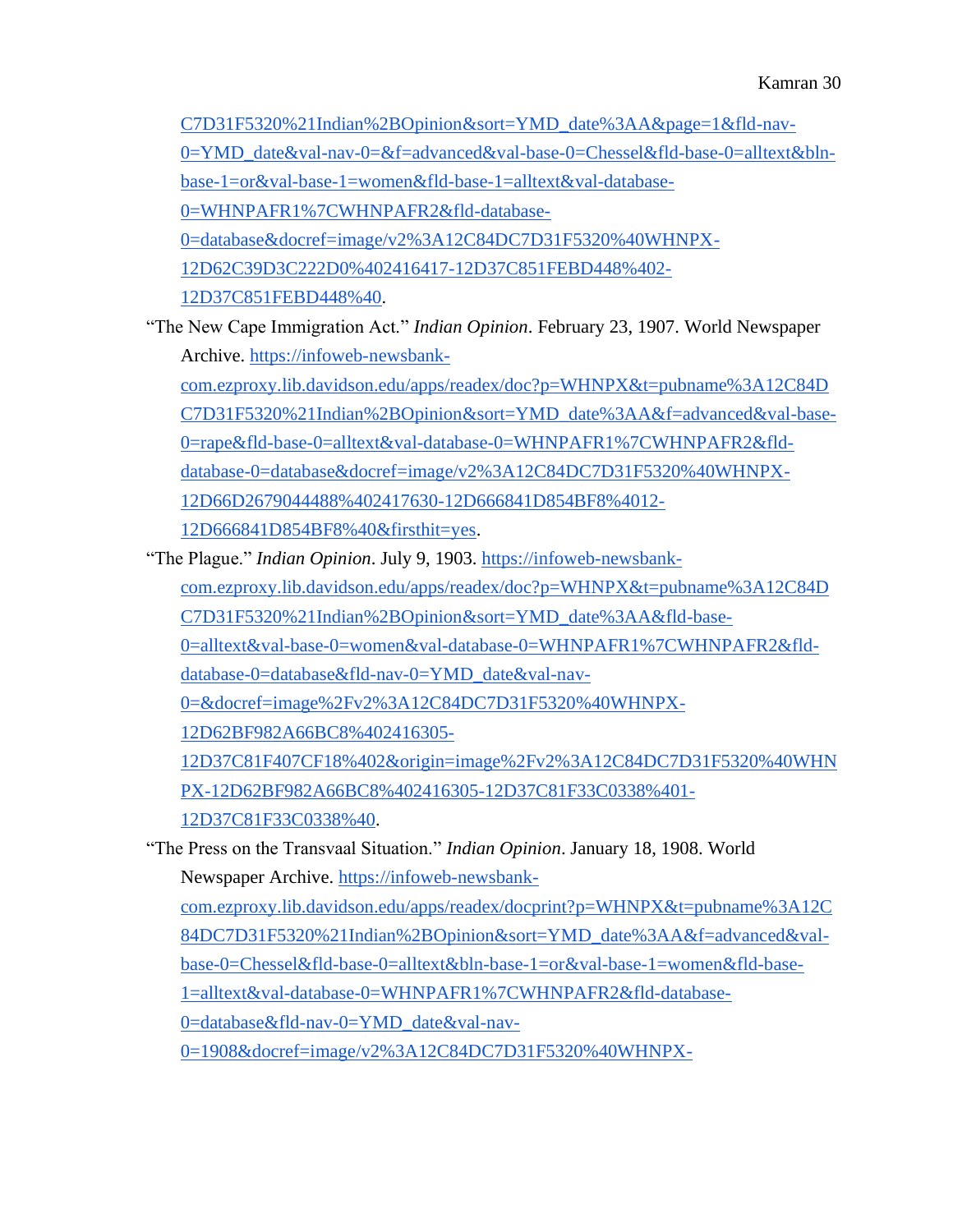C7D31F5320%21Indian%2BOpinion&sort=YMD_date%3AA&page=1&fld-nav-0=YMD_date&val-nav-0=&f=advanced&val-base-0=Chessel&fld-base-0=alltext&bln-base-1=or&val-base-1=women&fld-base-1=alltext&val-database-0=WHNPAFR1%7CWHNPAFR2&fld-database-0=database&docref=image/v2%3A12C84DC7D31F5320%40WHNPX-12D62C39D3C222D0%402416417-12D37C851FEBD448%402-12D37C851FEBD448%40.

"The New Cape Immigration Act." *Indian Opinion*. February 23, 1907. World Newspaper Archive. https://infoweb-newsbank-com.ezproxy.lib.davidson.edu/apps/readex/doc?p=WHNPX&t=pubname%3A12C84DC7D31F5320%21Indian%2BOpinion&sort=YMD_date%3AA&f=advanced&val-base-0=rape&fld-base-0=alltext&val-database-0=WHNPAFR1%7CWHNPAFR2&fld-database-0=database&docref=image/v2%3A12C84DC7D31F5320%40WHNPX-12D66D2679044488%402417630-12D666841D854BF8%4012-12D666841D854BF8%40&firsthit=yes.

"The Plague." *Indian Opinion*. July 9, 1903. https://infoweb-newsbank-com.ezproxy.lib.davidson.edu/apps/readex/doc?p=WHNPX&t=pubname%3A12C84DC7D31F5320%21Indian%2BOpinion&sort=YMD_date%3AA&fld-base-0=alltext&val-base-0=women&val-database-0=WHNPAFR1%7CWHNPAFR2&fld-database-0=database&fld-nav-0=YMD_date&val-nav-0=&docref=image%2Fv2%3A12C84DC7D31F5320%40WHNPX-12D62BF982A66BC8%402416305-12D37C81F407CF18%402&origin=image%2Fv2%3A12C84DC7D31F5320%40WHNPX-12D62BF982A66BC8%402416305-12D37C81F33C0338%401-12D37C81F33C0338%40.

"The Press on the Transvaal Situation." *Indian Opinion*. January 18, 1908. World Newspaper Archive. https://infoweb-newsbank-com.ezproxy.lib.davidson.edu/apps/readex/docprint?p=WHNPX&t=pubname%3A12C84DC7D31F5320%21Indian%2BOpinion&sort=YMD_date%3AA&f=advanced&val-base-0=Chessel&fld-base-0=alltext&bln-base-1=or&val-base-1=women&fld-base-1=alltext&val-database-0=WHNPAFR1%7CWHNPAFR2&fld-database-0=database&fld-nav-0=YMD_date&val-nav-0=1908&docref=image/v2%3A12C84DC7D31F5320%40WHNPX-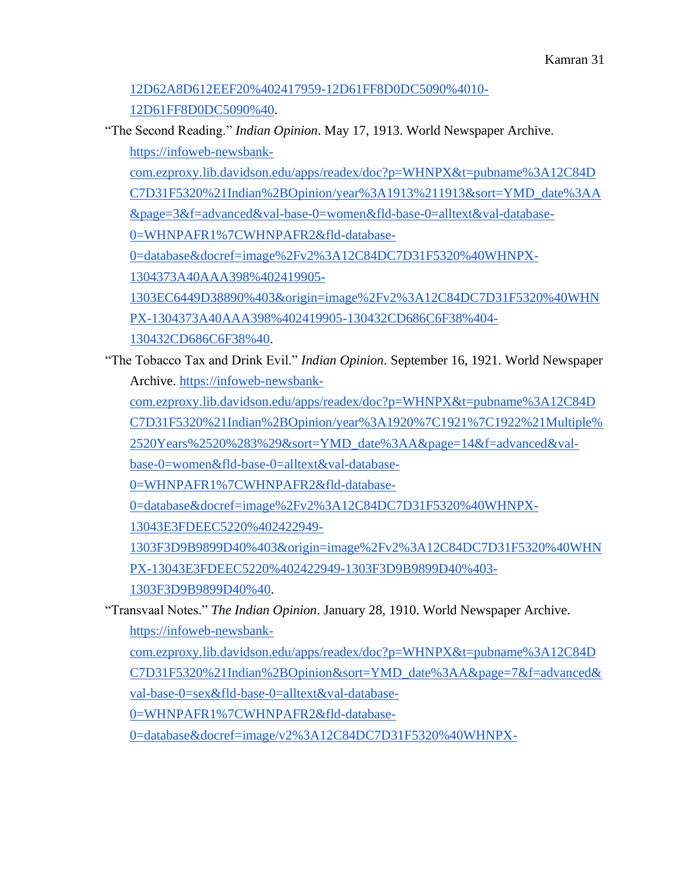12D62A8D612EEF20%402417959-12D61FF8D0DC5090%4010-12D61FF8D0DC5090%40.

"The Second Reading." *Indian Opinion*. May 17, 1913. World Newspaper Archive. https://infoweb-newsbank-com.ezproxy.lib.davidson.edu/apps/readex/doc?p=WHNPX&t=pubname%3A12C84DC7D31F5320%21Indian%2BOpinion/year%3A1913%211913&sort=YMD_date%3AA&page=3&f=advanced&val-base-0=women&fld-base-0=alltext&val-database-0=WHNPAFR1%7CWHNPAFR2&fld-database-0=database&docref=image%2Fv2%3A12C84DC7D31F5320%40WHNPX-1304373A40AAA398%402419905-1303EC6449D38890%403&origin=image%2Fv2%3A12C84DC7D31F5320%40WHNPX-1304373A40AAA398%402419905-130432CD686C6F38%404-130432CD686C6F38%40.

"The Tobacco Tax and Drink Evil." *Indian Opinion*. September 16, 1921. World Newspaper Archive. https://infoweb-newsbank-com.ezproxy.lib.davidson.edu/apps/readex/doc?p=WHNPX&t=pubname%3A12C84DC7D31F5320%21Indian%2BOpinion/year%3A1920%7C1921%7C1922%21Multiple%2520Years%2520%283%29&sort=YMD_date%3AA&page=14&f=advanced&val-base-0=women&fld-base-0=alltext&val-database-0=WHNPAFR1%7CWHNPAFR2&fld-database-0=database&docref=image%2Fv2%3A12C84DC7D31F5320%40WHNPX-13043E3FDEEC5220%402422949-1303F3D9B9899D40%403&origin=image%2Fv2%3A12C84DC7D31F5320%40WHNPX-13043E3FDEEC5220%402422949-1303F3D9B9899D40%403-1303F3D9B9899D40%40.

"Transvaal Notes." *The Indian Opinion*. January 28, 1910. World Newspaper Archive. https://infoweb-newsbank-com.ezproxy.lib.davidson.edu/apps/readex/doc?p=WHNPX&t=pubname%3A12C84DC7D31F5320%21Indian%2BOpinion&sort=YMD_date%3AA&page=7&f=advanced&val-base-0=sex&fld-base-0=alltext&val-database-0=WHNPAFR1%7CWHNPAFR2&fld-database-0=database&docref=image/v2%3A12C84DC7D31F5320%40WHNPX-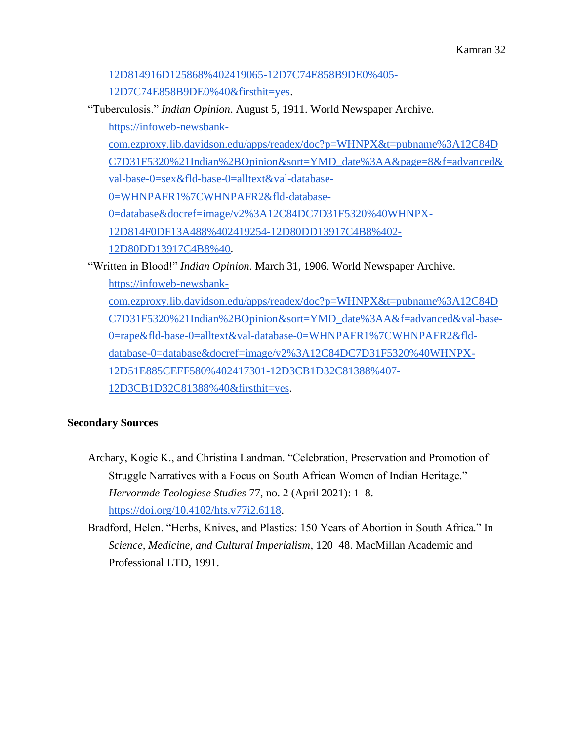12D814916D125868%402419065-12D7C74E858B9DE0%405-12D7C74E858B9DE0%40&firsthit=yes.

"Tuberculosis." *Indian Opinion*. August 5, 1911. World Newspaper Archive. https://infoweb-newsbank-com.ezproxy.lib.davidson.edu/apps/readex/doc?p=WHNPX&t=pubname%3A12C84DC7D31F5320%21Indian%2BOpinion&sort=YMD_date%3AA&page=8&f=advanced&val-base-0=sex&fld-base-0=alltext&val-database-0=WHNPAFR1%7CWHNPAFR2&fld-database-0=database&docref=image/v2%3A12C84DC7D31F5320%40WHNPX-12D814F0DF13A488%402419254-12D80DD13917C4B8%402-12D80DD13917C4B8%40.

"Written in Blood!" *Indian Opinion*. March 31, 1906. World Newspaper Archive. https://infoweb-newsbank-com.ezproxy.lib.davidson.edu/apps/readex/doc?p=WHNPX&t=pubname%3A12C84DC7D31F5320%21Indian%2BOpinion&sort=YMD_date%3AA&f=advanced&val-base-0=rape&fld-base-0=alltext&val-database-0=WHNPAFR1%7CWHNPAFR2&fld-database-0=database&docref=image/v2%3A12C84DC7D31F5320%40WHNPX-12D51E885CEFF580%402417301-12D3CB1D32C81388%407-12D3CB1D32C81388%40&firsthit=yes.

## Secondary Sources

Archary, Kogie K., and Christina Landman. "Celebration, Preservation and Promotion of Struggle Narratives with a Focus on South African Women of Indian Heritage." *Hervormde Teologiese Studies* 77, no. 2 (April 2021): 1–8. https://doi.org/10.4102/hts.v77i2.6118.

Bradford, Helen. "Herbs, Knives, and Plastics: 150 Years of Abortion in South Africa." In *Science, Medicine, and Cultural Imperialism*, 120–48. MacMillan Academic and Professional LTD, 1991.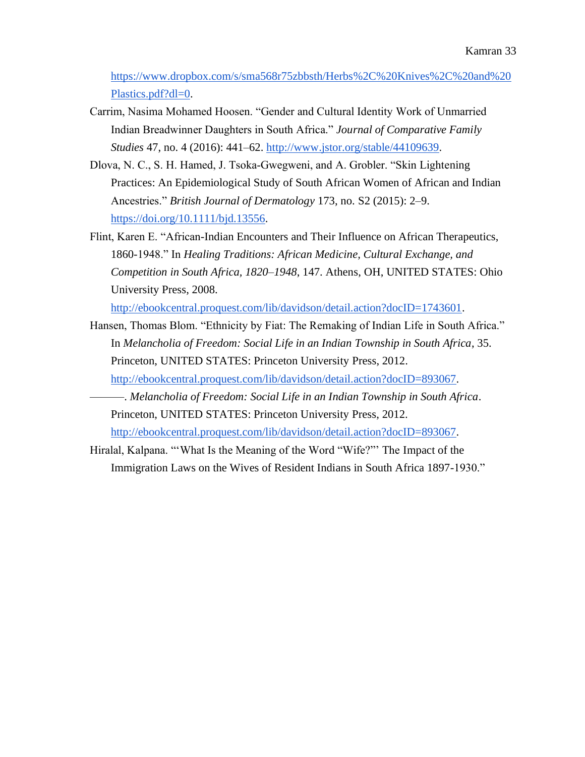https://www.dropbox.com/s/sma568r75zbbsth/Herbs%2C%20Knives%2C%20and%20Plastics.pdf?dl=0.

Carrim, Nasima Mohamed Hoosen. “Gender and Cultural Identity Work of Unmarried Indian Breadwinner Daughters in South Africa.” *Journal of Comparative Family Studies* 47, no. 4 (2016): 441–62. http://www.jstor.org/stable/44109639.

Dlova, N. C., S. H. Hamed, J. Tsoka-Gwegweni, and A. Grobler. “Skin Lightening Practices: An Epidemiological Study of South African Women of African and Indian Ancestries.” *British Journal of Dermatology* 173, no. S2 (2015): 2–9. https://doi.org/10.1111/bjd.13556.

Flint, Karen E. “African-Indian Encounters and Their Influence on African Therapeutics, 1860-1948.” In *Healing Traditions: African Medicine, Cultural Exchange, and Competition in South Africa, 1820–1948*, 147. Athens, OH, UNITED STATES: Ohio University Press, 2008. http://ebookcentral.proquest.com/lib/davidson/detail.action?docID=1743601.

Hansen, Thomas Blom. “Ethnicity by Fiat: The Remaking of Indian Life in South Africa.” In *Melancholia of Freedom: Social Life in an Indian Township in South Africa*, 35. Princeton, UNITED STATES: Princeton University Press, 2012. http://ebookcentral.proquest.com/lib/davidson/detail.action?docID=893067.

———. *Melancholia of Freedom: Social Life in an Indian Township in South Africa*. Princeton, UNITED STATES: Princeton University Press, 2012. http://ebookcentral.proquest.com/lib/davidson/detail.action?docID=893067.

Hiralal, Kalpana. “‘What Is the Meaning of the Word “Wife?”’ The Impact of the Immigration Laws on the Wives of Resident Indians in South Africa 1897-1930.”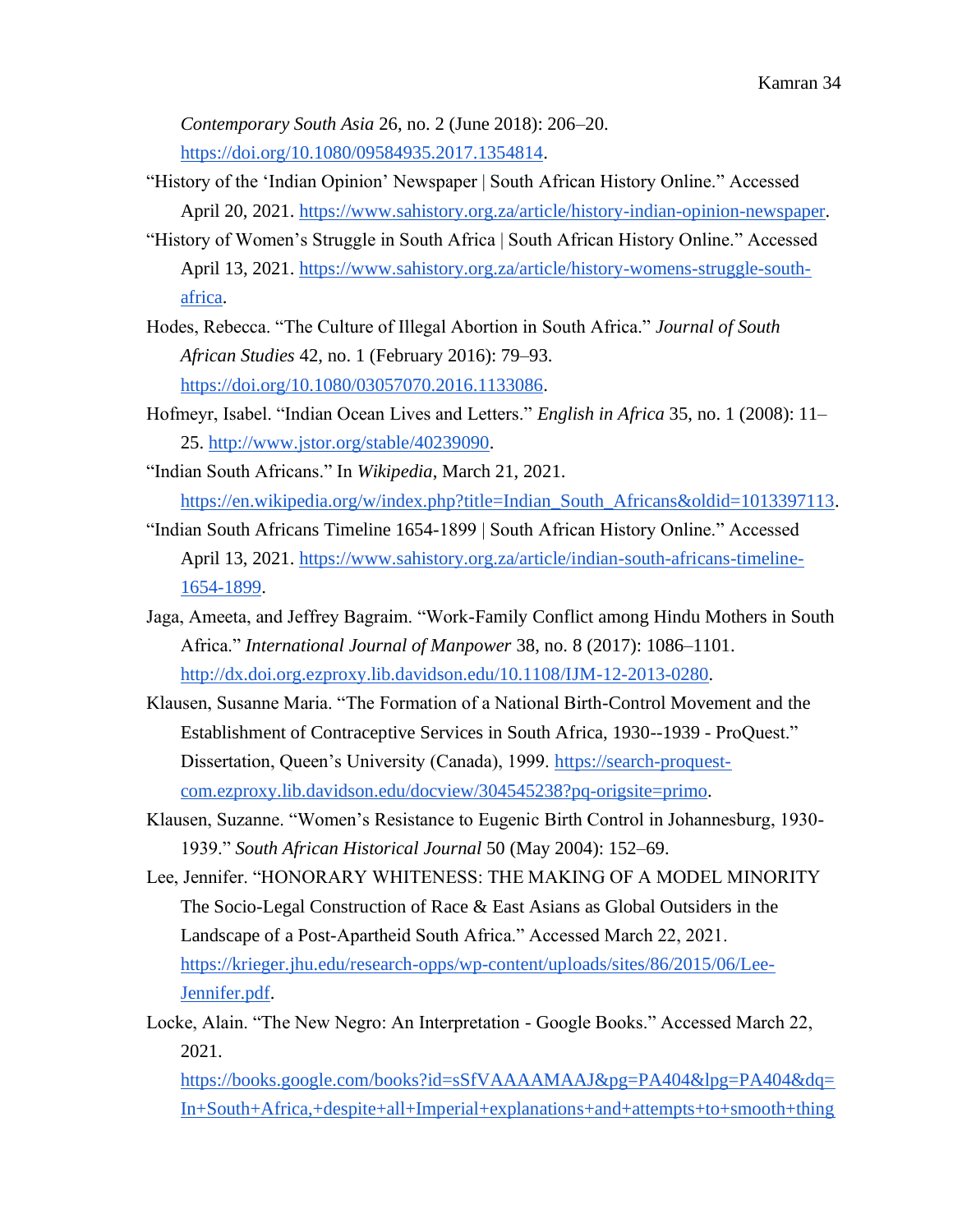*Contemporary South Asia* 26, no. 2 (June 2018): 206–20. https://doi.org/10.1080/09584935.2017.1354814.

"History of the 'Indian Opinion' Newspaper | South African History Online." Accessed April 20, 2021. https://www.sahistory.org.za/article/history-indian-opinion-newspaper.

"History of Women's Struggle in South Africa | South African History Online." Accessed April 13, 2021. https://www.sahistory.org.za/article/history-womens-struggle-south-africa.

Hodes, Rebecca. "The Culture of Illegal Abortion in South Africa." *Journal of South African Studies* 42, no. 1 (February 2016): 79–93. https://doi.org/10.1080/03057070.2016.1133086.

Hofmeyr, Isabel. "Indian Ocean Lives and Letters." *English in Africa* 35, no. 1 (2008): 11–25. http://www.jstor.org/stable/40239090.

"Indian South Africans." In *Wikipedia*, March 21, 2021. https://en.wikipedia.org/w/index.php?title=Indian_South_Africans&oldid=1013397113.

"Indian South Africans Timeline 1654-1899 | South African History Online." Accessed April 13, 2021. https://www.sahistory.org.za/article/indian-south-africans-timeline-1654-1899.

Jaga, Ameeta, and Jeffrey Bagraim. "Work-Family Conflict among Hindu Mothers in South Africa." *International Journal of Manpower* 38, no. 8 (2017): 1086–1101. http://dx.doi.org.ezproxy.lib.davidson.edu/10.1108/IJM-12-2013-0280.

Klausen, Susanne Maria. "The Formation of a National Birth-Control Movement and the Establishment of Contraceptive Services in South Africa, 1930--1939 - ProQuest." Dissertation, Queen's University (Canada), 1999. https://search-proquest-com.ezproxy.lib.davidson.edu/docview/304545238?pq-origsite=primo.

Klausen, Suzanne. "Women's Resistance to Eugenic Birth Control in Johannesburg, 1930-1939." *South African Historical Journal* 50 (May 2004): 152–69.

Lee, Jennifer. "HONORARY WHITENESS: THE MAKING OF A MODEL MINORITY The Socio-Legal Construction of Race & East Asians as Global Outsiders in the Landscape of a Post-Apartheid South Africa." Accessed March 22, 2021. https://krieger.jhu.edu/research-opps/wp-content/uploads/sites/86/2015/06/Lee-Jennifer.pdf.

Locke, Alain. "The New Negro: An Interpretation - Google Books." Accessed March 22, 2021. https://books.google.com/books?id=sSfVAAAAMAAJ&pg=PA404&lpg=PA404&dq=In+South+Africa,+despite+all+Imperial+explanations+and+attempts+to+smooth+thing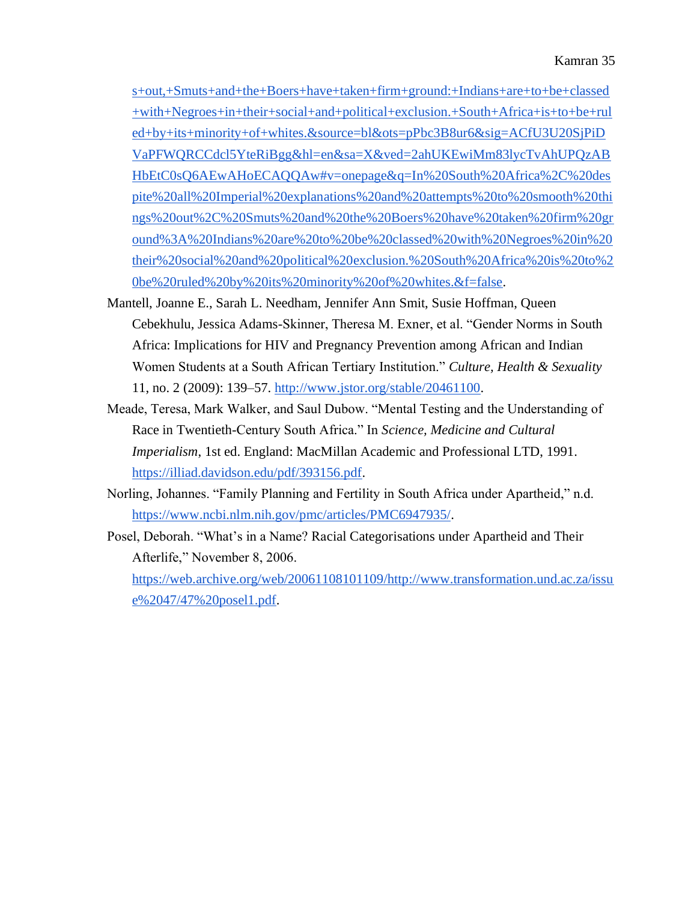s+out,+Smuts+and+the+Boers+have+taken+firm+ground:+Indians+are+to+be+classed+with+Negroes+in+their+social+and+political+exclusion.+South+Africa+is+to+be+ruled+by+its+minority+of+whites.&source=bl&ots=pPbc3B8ur6&sig=ACfU3U20SjPiDVaPFWQRCCdcl5YteRiBgg&hl=en&sa=X&ved=2ahUKEwiMm83lycTvAhUPQzABHbEtC0sQ6AEwAHoECAQQAw#v=onepage&q=In%20South%20Africa%2C%20despite%20all%20Imperial%20explanations%20and%20attempts%20to%20smooth%20things%20out%2C%20Smuts%20and%20the%20Boers%20have%20taken%20firm%20ground%3A%20Indians%20are%20to%20be%20classed%20with%20Negroes%20in%20their%20social%20and%20political%20exclusion.%20South%20Africa%20is%20to%20be%20ruled%20by%20its%20minority%20of%20whites.&f=false.

Mantell, Joanne E., Sarah L. Needham, Jennifer Ann Smit, Susie Hoffman, Queen Cebekhulu, Jessica Adams-Skinner, Theresa M. Exner, et al. "Gender Norms in South Africa: Implications for HIV and Pregnancy Prevention among African and Indian Women Students at a South African Tertiary Institution." *Culture, Health & Sexuality* 11, no. 2 (2009): 139–57. http://www.jstor.org/stable/20461100.

Meade, Teresa, Mark Walker, and Saul Dubow. "Mental Testing and the Understanding of Race in Twentieth-Century South Africa." In *Science, Medicine and Cultural Imperialism*, 1st ed. England: MacMillan Academic and Professional LTD, 1991. https://illiad.davidson.edu/pdf/393156.pdf.

Norling, Johannes. "Family Planning and Fertility in South Africa under Apartheid," n.d. https://www.ncbi.nlm.nih.gov/pmc/articles/PMC6947935/.

Posel, Deborah. "What's in a Name? Racial Categorisations under Apartheid and Their Afterlife," November 8, 2006. https://web.archive.org/web/20061108101109/http://www.transformation.und.ac.za/issue%2047/47%20posel1.pdf.